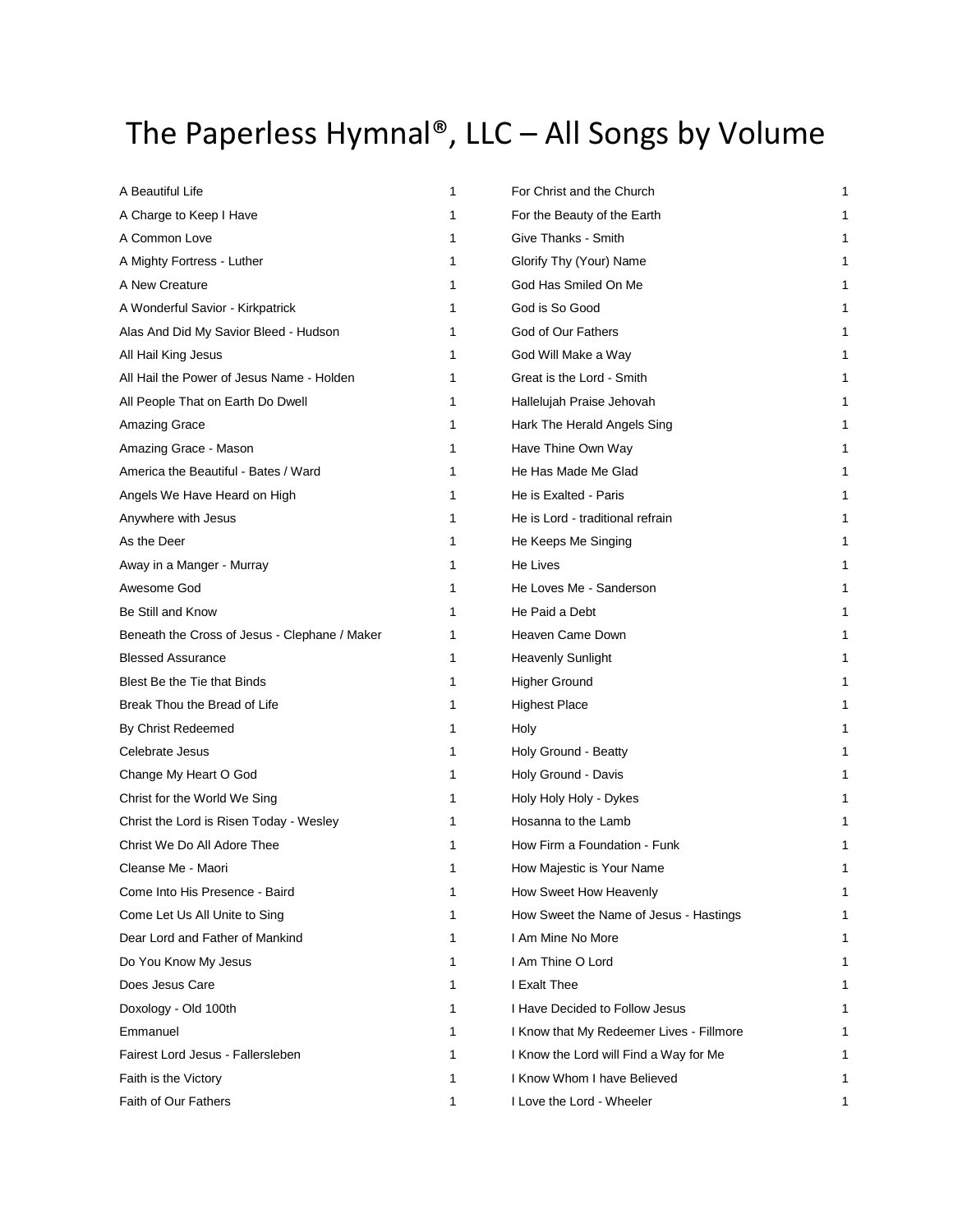# The Paperless Hymnal®, LLC – All Songs by Volume

| Song | Volume |
| --- | --- |
| A Beautiful Life | 1 |
| A Charge to Keep I Have | 1 |
| A Common Love | 1 |
| A Mighty Fortress - Luther | 1 |
| A New Creature | 1 |
| A Wonderful Savior - Kirkpatrick | 1 |
| Alas And Did My Savior Bleed - Hudson | 1 |
| All Hail King Jesus | 1 |
| All Hail the Power of Jesus Name - Holden | 1 |
| All People That on Earth Do Dwell | 1 |
| Amazing Grace | 1 |
| Amazing Grace - Mason | 1 |
| America the Beautiful - Bates / Ward | 1 |
| Angels We Have Heard on High | 1 |
| Anywhere with Jesus | 1 |
| As the Deer | 1 |
| Away in a Manger - Murray | 1 |
| Awesome God | 1 |
| Be Still and Know | 1 |
| Beneath the Cross of Jesus - Clephane / Maker | 1 |
| Blessed Assurance | 1 |
| Blest Be the Tie that Binds | 1 |
| Break Thou the Bread of Life | 1 |
| By Christ Redeemed | 1 |
| Celebrate Jesus | 1 |
| Change My Heart O God | 1 |
| Christ for the World We Sing | 1 |
| Christ the Lord is Risen Today - Wesley | 1 |
| Christ We Do All Adore Thee | 1 |
| Cleanse Me - Maori | 1 |
| Come Into His Presence - Baird | 1 |
| Come Let Us All Unite to Sing | 1 |
| Dear Lord and Father of Mankind | 1 |
| Do You Know My Jesus | 1 |
| Does Jesus Care | 1 |
| Doxology - Old 100th | 1 |
| Emmanuel | 1 |
| Fairest Lord Jesus - Fallersleben | 1 |
| Faith is the Victory | 1 |
| Faith of Our Fathers | 1 |
| For Christ and the Church | 1 |
| For the Beauty of the Earth | 1 |
| Give Thanks - Smith | 1 |
| Glorify Thy (Your) Name | 1 |
| God Has Smiled On Me | 1 |
| God is So Good | 1 |
| God of Our Fathers | 1 |
| God Will Make a Way | 1 |
| Great is the Lord - Smith | 1 |
| Hallelujah Praise Jehovah | 1 |
| Hark The Herald Angels Sing | 1 |
| Have Thine Own Way | 1 |
| He Has Made Me Glad | 1 |
| He is Exalted - Paris | 1 |
| He is Lord - traditional refrain | 1 |
| He Keeps Me Singing | 1 |
| He Lives | 1 |
| He Loves Me - Sanderson | 1 |
| He Paid a Debt | 1 |
| Heaven Came Down | 1 |
| Heavenly Sunlight | 1 |
| Higher Ground | 1 |
| Highest Place | 1 |
| Holy | 1 |
| Holy Ground - Beatty | 1 |
| Holy Ground - Davis | 1 |
| Holy Holy Holy - Dykes | 1 |
| Hosanna to the Lamb | 1 |
| How Firm a Foundation - Funk | 1 |
| How Majestic is Your Name | 1 |
| How Sweet How Heavenly | 1 |
| How Sweet the Name of Jesus - Hastings | 1 |
| I Am Mine No More | 1 |
| I Am Thine O Lord | 1 |
| I Exalt Thee | 1 |
| I Have Decided to Follow Jesus | 1 |
| I Know that My Redeemer Lives - Fillmore | 1 |
| I Know the Lord will Find a Way for Me | 1 |
| I Know Whom I have Believed | 1 |
| I Love the Lord - Wheeler | 1 |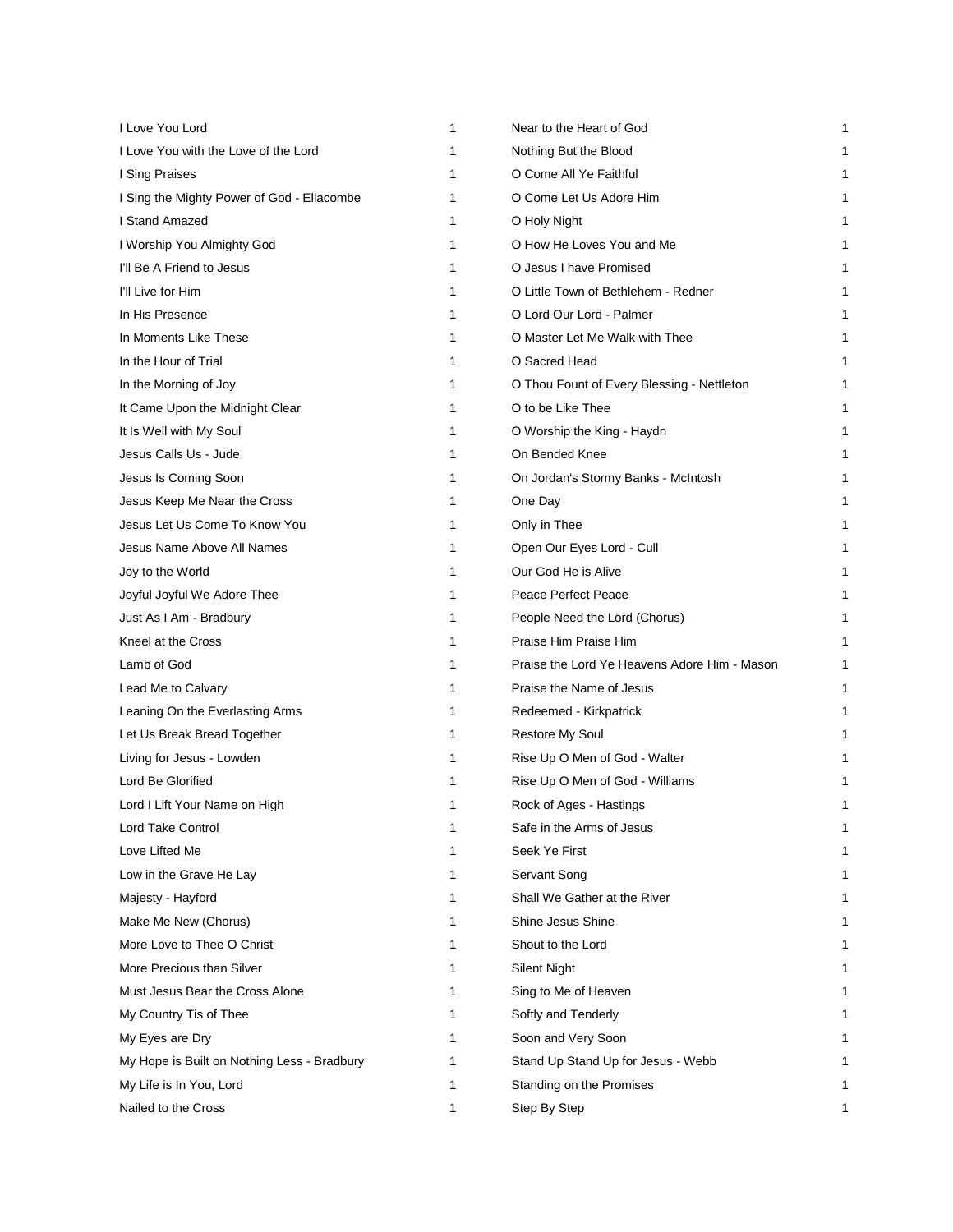| | |
|---|---|
| I Love You Lord | 1 |
| I Love You with the Love of the Lord | 1 |
| I Sing Praises | 1 |
| I Sing the Mighty Power of God - Ellacombe | 1 |
| I Stand Amazed | 1 |
| I Worship You Almighty God | 1 |
| I'll Be A Friend to Jesus | 1 |
| I'll Live for Him | 1 |
| In His Presence | 1 |
| In Moments Like These | 1 |
| In the Hour of Trial | 1 |
| In the Morning of Joy | 1 |
| It Came Upon the Midnight Clear | 1 |
| It Is Well with My Soul | 1 |
| Jesus Calls Us - Jude | 1 |
| Jesus Is Coming Soon | 1 |
| Jesus Keep Me Near the Cross | 1 |
| Jesus Let Us Come To Know You | 1 |
| Jesus Name Above All Names | 1 |
| Joy to the World | 1 |
| Joyful Joyful We Adore Thee | 1 |
| Just As I Am - Bradbury | 1 |
| Kneel at the Cross | 1 |
| Lamb of God | 1 |
| Lead Me to Calvary | 1 |
| Leaning On the Everlasting Arms | 1 |
| Let Us Break Bread Together | 1 |
| Living for Jesus - Lowden | 1 |
| Lord Be Glorified | 1 |
| Lord I Lift Your Name on High | 1 |
| Lord Take Control | 1 |
| Love Lifted Me | 1 |
| Low in the Grave He Lay | 1 |
| Majesty - Hayford | 1 |
| Make Me New (Chorus) | 1 |
| More Love to Thee O Christ | 1 |
| More Precious than Silver | 1 |
| Must Jesus Bear the Cross Alone | 1 |
| My Country Tis of Thee | 1 |
| My Eyes are Dry | 1 |
| My Hope is Built on Nothing Less - Bradbury | 1 |
| My Life is In You, Lord | 1 |
| Nailed to the Cross | 1 |
| Near to the Heart of God | 1 |
| Nothing But the Blood | 1 |
| O Come All Ye Faithful | 1 |
| O Come Let Us Adore Him | 1 |
| O Holy Night | 1 |
| O How He Loves You and Me | 1 |
| O Jesus I have Promised | 1 |
| O Little Town of Bethlehem - Redner | 1 |
| O Lord Our Lord - Palmer | 1 |
| O Master Let Me Walk with Thee | 1 |
| O Sacred Head | 1 |
| O Thou Fount of Every Blessing - Nettleton | 1 |
| O to be Like Thee | 1 |
| O Worship the King - Haydn | 1 |
| On Bended Knee | 1 |
| On Jordan's Stormy Banks - McIntosh | 1 |
| One Day | 1 |
| Only in Thee | 1 |
| Open Our Eyes Lord - Cull | 1 |
| Our God He is Alive | 1 |
| Peace Perfect Peace | 1 |
| People Need the Lord (Chorus) | 1 |
| Praise Him Praise Him | 1 |
| Praise the Lord Ye Heavens Adore Him - Mason | 1 |
| Praise the Name of Jesus | 1 |
| Redeemed - Kirkpatrick | 1 |
| Restore My Soul | 1 |
| Rise Up O Men of God - Walter | 1 |
| Rise Up O Men of God - Williams | 1 |
| Rock of Ages - Hastings | 1 |
| Safe in the Arms of Jesus | 1 |
| Seek Ye First | 1 |
| Servant Song | 1 |
| Shall We Gather at the River | 1 |
| Shine Jesus Shine | 1 |
| Shout to the Lord | 1 |
| Silent Night | 1 |
| Sing to Me of Heaven | 1 |
| Softly and Tenderly | 1 |
| Soon and Very Soon | 1 |
| Stand Up Stand Up for Jesus - Webb | 1 |
| Standing on the Promises | 1 |
| Step By Step | 1 |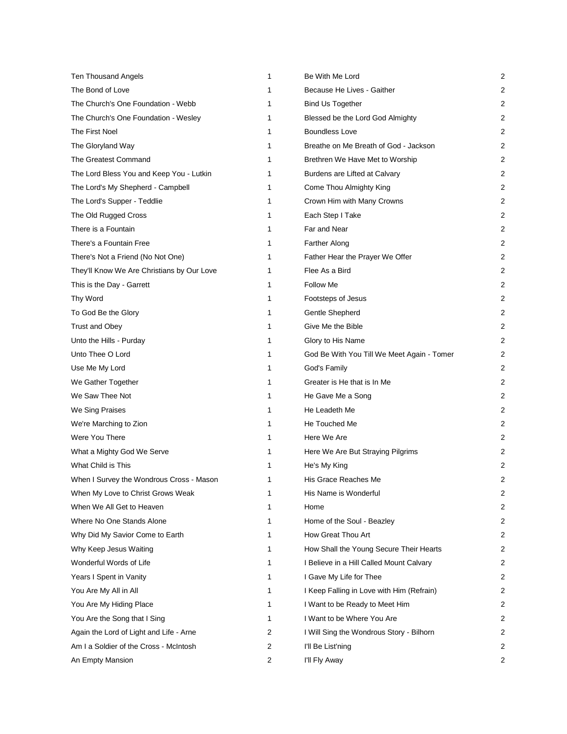| | |
|---|---|
| Ten Thousand Angels | 1 |
| The Bond of Love | 1 |
| The Church's One Foundation - Webb | 1 |
| The Church's One Foundation - Wesley | 1 |
| The First Noel | 1 |
| The Gloryland Way | 1 |
| The Greatest Command | 1 |
| The Lord Bless You and Keep You - Lutkin | 1 |
| The Lord's My Shepherd - Campbell | 1 |
| The Lord's Supper - Teddlie | 1 |
| The Old Rugged Cross | 1 |
| There is a Fountain | 1 |
| There's a Fountain Free | 1 |
| There's Not a Friend (No Not One) | 1 |
| They'll Know We Are Christians by Our Love | 1 |
| This is the Day - Garrett | 1 |
| Thy Word | 1 |
| To God Be the Glory | 1 |
| Trust and Obey | 1 |
| Unto the Hills - Purday | 1 |
| Unto Thee O Lord | 1 |
| Use Me My Lord | 1 |
| We Gather Together | 1 |
| We Saw Thee Not | 1 |
| We Sing Praises | 1 |
| We're Marching to Zion | 1 |
| Were You There | 1 |
| What a Mighty God We Serve | 1 |
| What Child is This | 1 |
| When I Survey the Wondrous Cross - Mason | 1 |
| When My Love to Christ Grows Weak | 1 |
| When We All Get to Heaven | 1 |
| Where No One Stands Alone | 1 |
| Why Did My Savior Come to Earth | 1 |
| Why Keep Jesus Waiting | 1 |
| Wonderful Words of Life | 1 |
| Years I Spent in Vanity | 1 |
| You Are My All in All | 1 |
| You Are My Hiding Place | 1 |
| You Are the Song that I Sing | 1 |
| Again the Lord of Light and Life - Arne | 2 |
| Am I a Soldier of the Cross - McIntosh | 2 |
| An Empty Mansion | 2 |
| Be With Me Lord | 2 |
| Because He Lives - Gaither | 2 |
| Bind Us Together | 2 |
| Blessed be the Lord God Almighty | 2 |
| Boundless Love | 2 |
| Breathe on Me Breath of God - Jackson | 2 |
| Brethren We Have Met to Worship | 2 |
| Burdens are Lifted at Calvary | 2 |
| Come Thou Almighty King | 2 |
| Crown Him with Many Crowns | 2 |
| Each Step I Take | 2 |
| Far and Near | 2 |
| Farther Along | 2 |
| Father Hear the Prayer We Offer | 2 |
| Flee As a Bird | 2 |
| Follow Me | 2 |
| Footsteps of Jesus | 2 |
| Gentle Shepherd | 2 |
| Give Me the Bible | 2 |
| Glory to His Name | 2 |
| God Be With You Till We Meet Again - Tomer | 2 |
| God's Family | 2 |
| Greater is He that is In Me | 2 |
| He Gave Me a Song | 2 |
| He Leadeth Me | 2 |
| He Touched Me | 2 |
| Here We Are | 2 |
| Here We Are But Straying Pilgrims | 2 |
| He's My King | 2 |
| His Grace Reaches Me | 2 |
| His Name is Wonderful | 2 |
| Home | 2 |
| Home of the Soul - Beazley | 2 |
| How Great Thou Art | 2 |
| How Shall the Young Secure Their Hearts | 2 |
| I Believe in a Hill Called Mount Calvary | 2 |
| I Gave My Life for Thee | 2 |
| I Keep Falling in Love with Him (Refrain) | 2 |
| I Want to be Ready to Meet Him | 2 |
| I Want to be Where You Are | 2 |
| I Will Sing the Wondrous Story - Bilhorn | 2 |
| I'll Be List'ning | 2 |
| I'll Fly Away | 2 |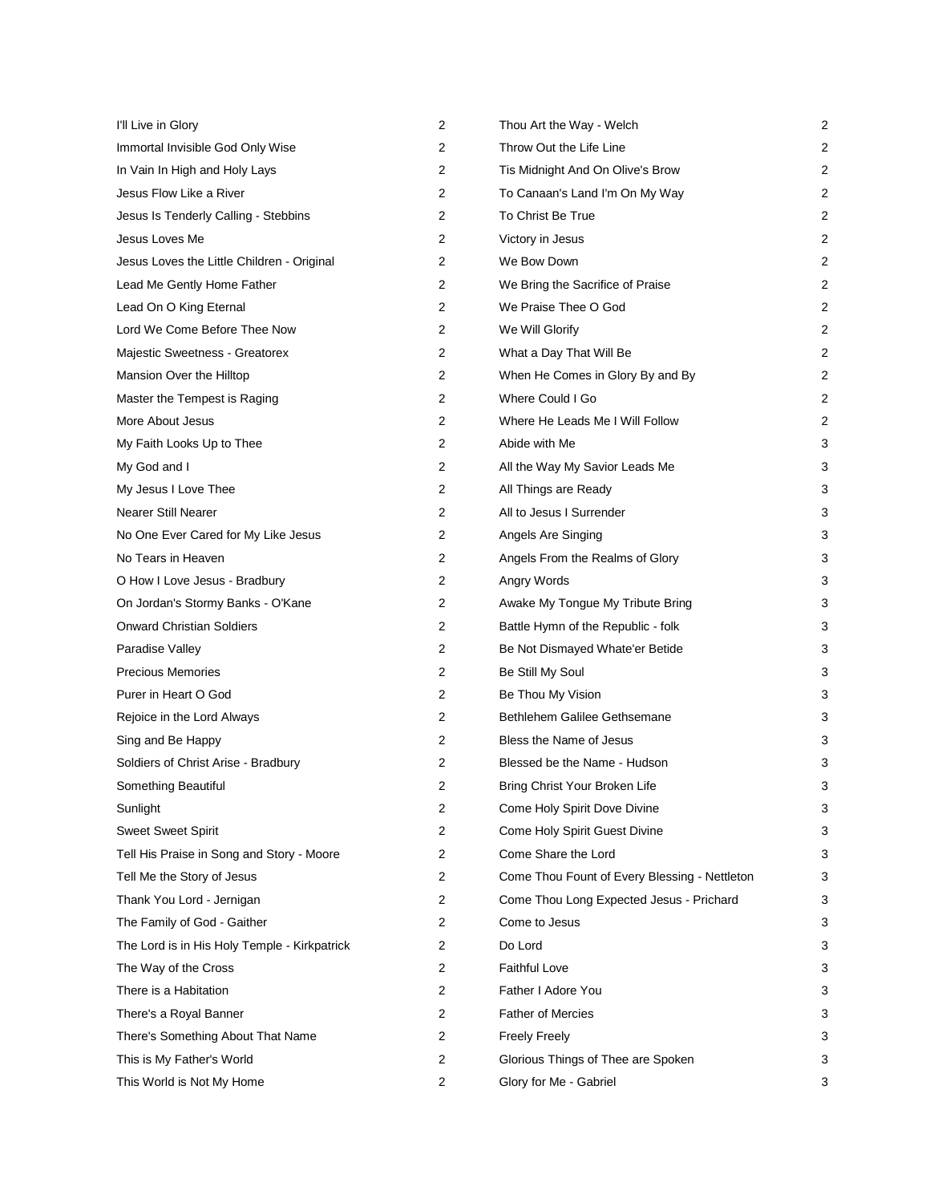| | |
|---|---|
| I'll Live in Glory | 2 |
| Immortal Invisible God Only Wise | 2 |
| In Vain In High and Holy Lays | 2 |
| Jesus Flow Like a River | 2 |
| Jesus Is Tenderly Calling - Stebbins | 2 |
| Jesus Loves Me | 2 |
| Jesus Loves the Little Children - Original | 2 |
| Lead Me Gently Home Father | 2 |
| Lead On O King Eternal | 2 |
| Lord We Come Before Thee Now | 2 |
| Majestic Sweetness - Greatorex | 2 |
| Mansion Over the Hilltop | 2 |
| Master the Tempest is Raging | 2 |
| More About Jesus | 2 |
| My Faith Looks Up to Thee | 2 |
| My God and I | 2 |
| My Jesus I Love Thee | 2 |
| Nearer Still Nearer | 2 |
| No One Ever Cared for My Like Jesus | 2 |
| No Tears in Heaven | 2 |
| O How I Love Jesus - Bradbury | 2 |
| On Jordan's Stormy Banks - O'Kane | 2 |
| Onward Christian Soldiers | 2 |
| Paradise Valley | 2 |
| Precious Memories | 2 |
| Purer in Heart O God | 2 |
| Rejoice in the Lord Always | 2 |
| Sing and Be Happy | 2 |
| Soldiers of Christ Arise - Bradbury | 2 |
| Something Beautiful | 2 |
| Sunlight | 2 |
| Sweet Sweet Spirit | 2 |
| Tell His Praise in Song and Story - Moore | 2 |
| Tell Me the Story of Jesus | 2 |
| Thank You Lord - Jernigan | 2 |
| The Family of God - Gaither | 2 |
| The Lord is in His Holy Temple - Kirkpatrick | 2 |
| The Way of the Cross | 2 |
| There is a Habitation | 2 |
| There's a Royal Banner | 2 |
| There's Something About That Name | 2 |
| This is My Father's World | 2 |
| This World is Not My Home | 2 |
| Thou Art the Way - Welch | 2 |
| Throw Out the Life Line | 2 |
| Tis Midnight And On Olive's Brow | 2 |
| To Canaan's Land I'm On My Way | 2 |
| To Christ Be True | 2 |
| Victory in Jesus | 2 |
| We Bow Down | 2 |
| We Bring the Sacrifice of Praise | 2 |
| We Praise Thee O God | 2 |
| We Will Glorify | 2 |
| What a Day That Will Be | 2 |
| When He Comes in Glory By and By | 2 |
| Where Could I Go | 2 |
| Where He Leads Me I Will Follow | 2 |
| Abide with Me | 3 |
| All the Way My Savior Leads Me | 3 |
| All Things are Ready | 3 |
| All to Jesus I Surrender | 3 |
| Angels Are Singing | 3 |
| Angels From the Realms of Glory | 3 |
| Angry Words | 3 |
| Awake My Tongue My Tribute Bring | 3 |
| Battle Hymn of the Republic - folk | 3 |
| Be Not Dismayed Whate'er Betide | 3 |
| Be Still My Soul | 3 |
| Be Thou My Vision | 3 |
| Bethlehem Galilee Gethsemane | 3 |
| Bless the Name of Jesus | 3 |
| Blessed be the Name - Hudson | 3 |
| Bring Christ Your Broken Life | 3 |
| Come Holy Spirit Dove Divine | 3 |
| Come Holy Spirit Guest Divine | 3 |
| Come Share the Lord | 3 |
| Come Thou Fount of Every Blessing - Nettleton | 3 |
| Come Thou Long Expected Jesus - Prichard | 3 |
| Come to Jesus | 3 |
| Do Lord | 3 |
| Faithful Love | 3 |
| Father I Adore You | 3 |
| Father of Mercies | 3 |
| Freely Freely | 3 |
| Glorious Things of Thee are Spoken | 3 |
| Glory for Me - Gabriel | 3 |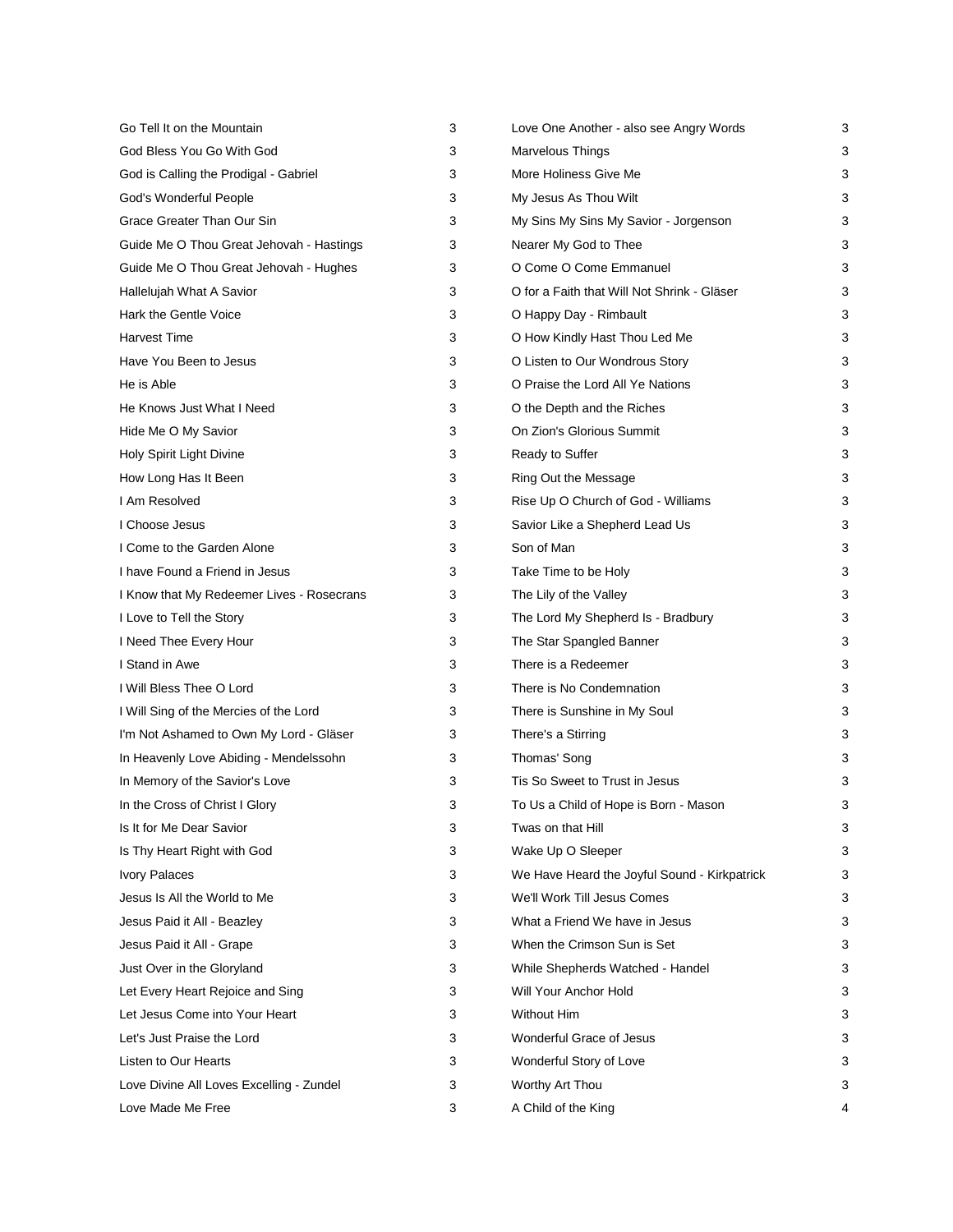| | |
|---|---|
| Go Tell It on the Mountain | 3 |
| God Bless You Go With God | 3 |
| God is Calling the Prodigal - Gabriel | 3 |
| God's Wonderful People | 3 |
| Grace Greater Than Our Sin | 3 |
| Guide Me O Thou Great Jehovah - Hastings | 3 |
| Guide Me O Thou Great Jehovah - Hughes | 3 |
| Hallelujah What A Savior | 3 |
| Hark the Gentle Voice | 3 |
| Harvest Time | 3 |
| Have You Been to Jesus | 3 |
| He is Able | 3 |
| He Knows Just What I Need | 3 |
| Hide Me O My Savior | 3 |
| Holy Spirit Light Divine | 3 |
| How Long Has It Been | 3 |
| I Am Resolved | 3 |
| I Choose Jesus | 3 |
| I Come to the Garden Alone | 3 |
| I have Found a Friend in Jesus | 3 |
| I Know that My Redeemer Lives - Rosecrans | 3 |
| I Love to Tell the Story | 3 |
| I Need Thee Every Hour | 3 |
| I Stand in Awe | 3 |
| I Will Bless Thee O Lord | 3 |
| I Will Sing of the Mercies of the Lord | 3 |
| I'm Not Ashamed to Own My Lord - Gläser | 3 |
| In Heavenly Love Abiding - Mendelssohn | 3 |
| In Memory of the Savior's Love | 3 |
| In the Cross of Christ I Glory | 3 |
| Is It for Me Dear Savior | 3 |
| Is Thy Heart Right with God | 3 |
| Ivory Palaces | 3 |
| Jesus Is All the World to Me | 3 |
| Jesus Paid it All - Beazley | 3 |
| Jesus Paid it All - Grape | 3 |
| Just Over in the Gloryland | 3 |
| Let Every Heart Rejoice and Sing | 3 |
| Let Jesus Come into Your Heart | 3 |
| Let's Just Praise the Lord | 3 |
| Listen to Our Hearts | 3 |
| Love Divine All Loves Excelling - Zundel | 3 |
| Love Made Me Free | 3 |
| Love One Another - also see Angry Words | 3 |
| Marvelous Things | 3 |
| More Holiness Give Me | 3 |
| My Jesus As Thou Wilt | 3 |
| My Sins My Sins My Savior - Jorgenson | 3 |
| Nearer My God to Thee | 3 |
| O Come O Come Emmanuel | 3 |
| O for a Faith that Will Not Shrink - Gläser | 3 |
| O Happy Day - Rimbault | 3 |
| O How Kindly Hast Thou Led Me | 3 |
| O Listen to Our Wondrous Story | 3 |
| O Praise the Lord All Ye Nations | 3 |
| O the Depth and the Riches | 3 |
| On Zion's Glorious Summit | 3 |
| Ready to Suffer | 3 |
| Ring Out the Message | 3 |
| Rise Up O Church of God - Williams | 3 |
| Savior Like a Shepherd Lead Us | 3 |
| Son of Man | 3 |
| Take Time to be Holy | 3 |
| The Lily of the Valley | 3 |
| The Lord My Shepherd Is - Bradbury | 3 |
| The Star Spangled Banner | 3 |
| There is a Redeemer | 3 |
| There is No Condemnation | 3 |
| There is Sunshine in My Soul | 3 |
| There's a Stirring | 3 |
| Thomas' Song | 3 |
| Tis So Sweet to Trust in Jesus | 3 |
| To Us a Child of Hope is Born - Mason | 3 |
| Twas on that Hill | 3 |
| Wake Up O Sleeper | 3 |
| We Have Heard the Joyful Sound - Kirkpatrick | 3 |
| We'll Work Till Jesus Comes | 3 |
| What a Friend We have in Jesus | 3 |
| When the Crimson Sun is Set | 3 |
| While Shepherds Watched - Handel | 3 |
| Will Your Anchor Hold | 3 |
| Without Him | 3 |
| Wonderful Grace of Jesus | 3 |
| Wonderful Story of Love | 3 |
| Worthy Art Thou | 3 |
| A Child of the King | 4 |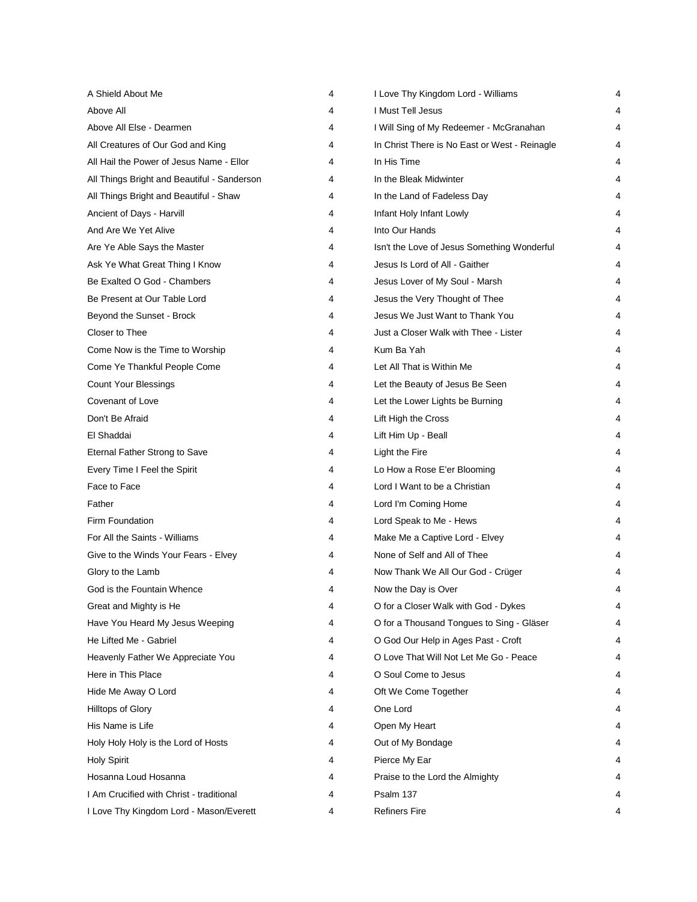| | |
|---|---|
| A Shield About Me | 4 |
| Above All | 4 |
| Above All Else - Dearmen | 4 |
| All Creatures of Our God and King | 4 |
| All Hail the Power of Jesus Name - Ellor | 4 |
| All Things Bright and Beautiful - Sanderson | 4 |
| All Things Bright and Beautiful - Shaw | 4 |
| Ancient of Days - Harvill | 4 |
| And Are We Yet Alive | 4 |
| Are Ye Able Says the Master | 4 |
| Ask Ye What Great Thing I Know | 4 |
| Be Exalted O God - Chambers | 4 |
| Be Present at Our Table Lord | 4 |
| Beyond the Sunset - Brock | 4 |
| Closer to Thee | 4 |
| Come Now is the Time to Worship | 4 |
| Come Ye Thankful People Come | 4 |
| Count Your Blessings | 4 |
| Covenant of Love | 4 |
| Don't Be Afraid | 4 |
| El Shaddai | 4 |
| Eternal Father Strong to Save | 4 |
| Every Time I Feel the Spirit | 4 |
| Face to Face | 4 |
| Father | 4 |
| Firm Foundation | 4 |
| For All the Saints - Williams | 4 |
| Give to the Winds Your Fears - Elvey | 4 |
| Glory to the Lamb | 4 |
| God is the Fountain Whence | 4 |
| Great and Mighty is He | 4 |
| Have You Heard My Jesus Weeping | 4 |
| He Lifted Me - Gabriel | 4 |
| Heavenly Father We Appreciate You | 4 |
| Here in This Place | 4 |
| Hide Me Away O Lord | 4 |
| Hilltops of Glory | 4 |
| His Name is Life | 4 |
| Holy Holy Holy is the Lord of Hosts | 4 |
| Holy Spirit | 4 |
| Hosanna Loud Hosanna | 4 |
| I Am Crucified with Christ - traditional | 4 |
| I Love Thy Kingdom Lord - Mason/Everett | 4 |
| I Love Thy Kingdom Lord - Williams | 4 |
| I Must Tell Jesus | 4 |
| I Will Sing of My Redeemer - McGranahan | 4 |
| In Christ There is No East or West - Reinagle | 4 |
| In His Time | 4 |
| In the Bleak Midwinter | 4 |
| In the Land of Fadeless Day | 4 |
| Infant Holy Infant Lowly | 4 |
| Into Our Hands | 4 |
| Isn't the Love of Jesus Something Wonderful | 4 |
| Jesus Is Lord of All - Gaither | 4 |
| Jesus Lover of My Soul - Marsh | 4 |
| Jesus the Very Thought of Thee | 4 |
| Jesus We Just Want to Thank You | 4 |
| Just a Closer Walk with Thee - Lister | 4 |
| Kum Ba Yah | 4 |
| Let All That is Within Me | 4 |
| Let the Beauty of Jesus Be Seen | 4 |
| Let the Lower Lights be Burning | 4 |
| Lift High the Cross | 4 |
| Lift Him Up - Beall | 4 |
| Light the Fire | 4 |
| Lo How a Rose E'er Blooming | 4 |
| Lord I Want to be a Christian | 4 |
| Lord I'm Coming Home | 4 |
| Lord Speak to Me - Hews | 4 |
| Make Me a Captive Lord - Elvey | 4 |
| None of Self and All of Thee | 4 |
| Now Thank We All Our God - Crüger | 4 |
| Now the Day is Over | 4 |
| O for a Closer Walk with God - Dykes | 4 |
| O for a Thousand Tongues to Sing - Gläser | 4 |
| O God Our Help in Ages Past - Croft | 4 |
| O Love That Will Not Let Me Go - Peace | 4 |
| O Soul Come to Jesus | 4 |
| Oft We Come Together | 4 |
| One Lord | 4 |
| Open My Heart | 4 |
| Out of My Bondage | 4 |
| Pierce My Ear | 4 |
| Praise to the Lord the Almighty | 4 |
| Psalm 137 | 4 |
| Refiners Fire | 4 |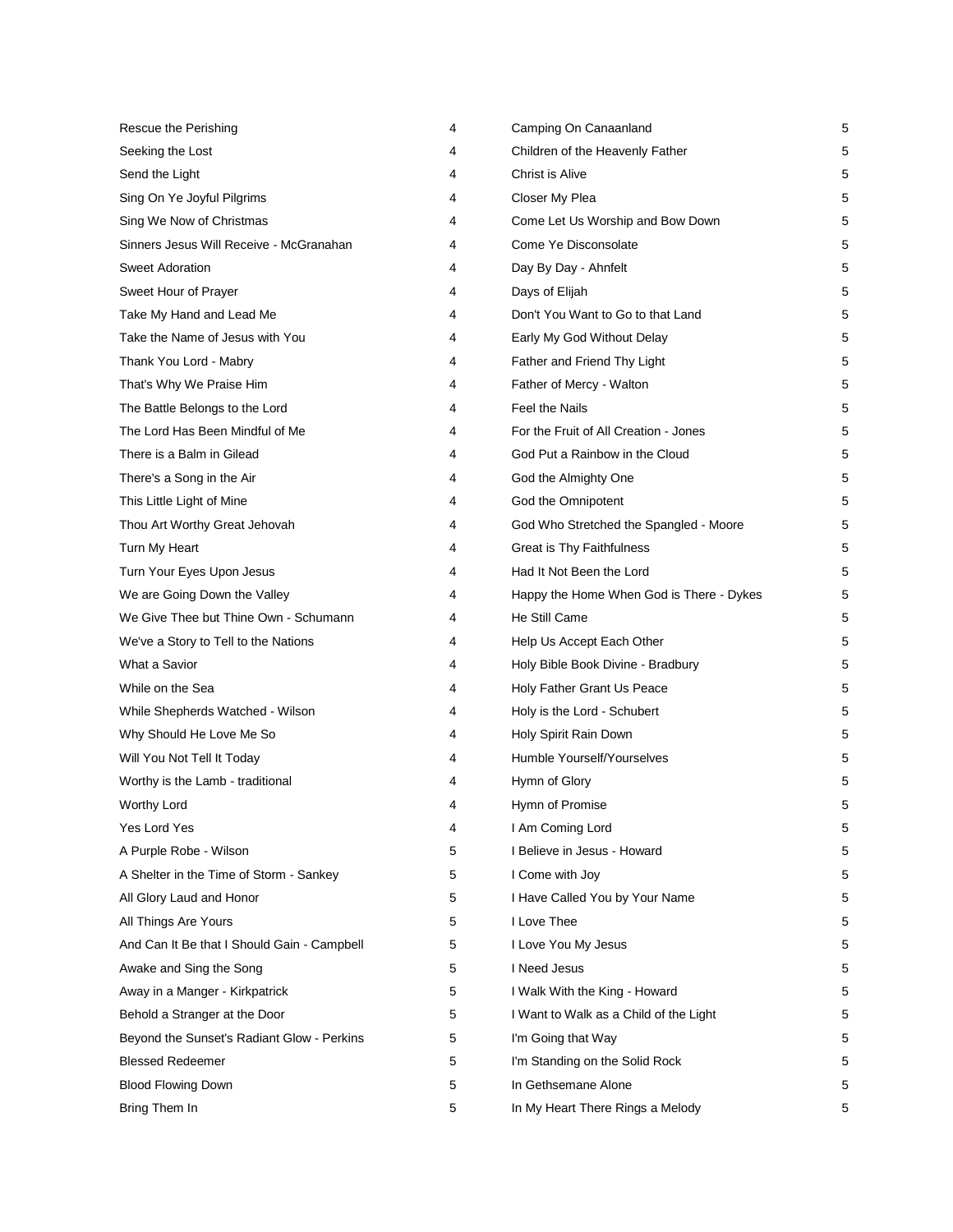| | |
|---|---|
| Rescue the Perishing | 4 |
| Seeking the Lost | 4 |
| Send the Light | 4 |
| Sing On Ye Joyful Pilgrims | 4 |
| Sing We Now of Christmas | 4 |
| Sinners Jesus Will Receive - McGranahan | 4 |
| Sweet Adoration | 4 |
| Sweet Hour of Prayer | 4 |
| Take My Hand and Lead Me | 4 |
| Take the Name of Jesus with You | 4 |
| Thank You Lord - Mabry | 4 |
| That's Why We Praise Him | 4 |
| The Battle Belongs to the Lord | 4 |
| The Lord Has Been Mindful of Me | 4 |
| There is a Balm in Gilead | 4 |
| There's a Song in the Air | 4 |
| This Little Light of Mine | 4 |
| Thou Art Worthy Great Jehovah | 4 |
| Turn My Heart | 4 |
| Turn Your Eyes Upon Jesus | 4 |
| We are Going Down the Valley | 4 |
| We Give Thee but Thine Own - Schumann | 4 |
| We've a Story to Tell to the Nations | 4 |
| What a Savior | 4 |
| While on the Sea | 4 |
| While Shepherds Watched - Wilson | 4 |
| Why Should He Love Me So | 4 |
| Will You Not Tell It Today | 4 |
| Worthy is the Lamb - traditional | 4 |
| Worthy Lord | 4 |
| Yes Lord Yes | 4 |
| A Purple Robe - Wilson | 5 |
| A Shelter in the Time of Storm - Sankey | 5 |
| All Glory Laud and Honor | 5 |
| All Things Are Yours | 5 |
| And Can It Be that I Should Gain - Campbell | 5 |
| Awake and Sing the Song | 5 |
| Away in a Manger - Kirkpatrick | 5 |
| Behold a Stranger at the Door | 5 |
| Beyond the Sunset's Radiant Glow - Perkins | 5 |
| Blessed Redeemer | 5 |
| Blood Flowing Down | 5 |
| Bring Them In | 5 |
| Camping On Canaanland | 5 |
| Children of the Heavenly Father | 5 |
| Christ is Alive | 5 |
| Closer My Plea | 5 |
| Come Let Us Worship and Bow Down | 5 |
| Come Ye Disconsolate | 5 |
| Day By Day - Ahnfelt | 5 |
| Days of Elijah | 5 |
| Don't You Want to Go to that Land | 5 |
| Early My God Without Delay | 5 |
| Father and Friend Thy Light | 5 |
| Father of Mercy - Walton | 5 |
| Feel the Nails | 5 |
| For the Fruit of All Creation - Jones | 5 |
| God Put a Rainbow in the Cloud | 5 |
| God the Almighty One | 5 |
| God the Omnipotent | 5 |
| God Who Stretched the Spangled - Moore | 5 |
| Great is Thy Faithfulness | 5 |
| Had It Not Been the Lord | 5 |
| Happy the Home When God is There - Dykes | 5 |
| He Still Came | 5 |
| Help Us Accept Each Other | 5 |
| Holy Bible Book Divine - Bradbury | 5 |
| Holy Father Grant Us Peace | 5 |
| Holy is the Lord - Schubert | 5 |
| Holy Spirit Rain Down | 5 |
| Humble Yourself/Yourselves | 5 |
| Hymn of Glory | 5 |
| Hymn of Promise | 5 |
| I Am Coming Lord | 5 |
| I Believe in Jesus - Howard | 5 |
| I Come with Joy | 5 |
| I Have Called You by Your Name | 5 |
| I Love Thee | 5 |
| I Love You My Jesus | 5 |
| I Need Jesus | 5 |
| I Walk With the King - Howard | 5 |
| I Want to Walk as a Child of the Light | 5 |
| I'm Going that Way | 5 |
| I'm Standing on the Solid Rock | 5 |
| In Gethsemane Alone | 5 |
| In My Heart There Rings a Melody | 5 |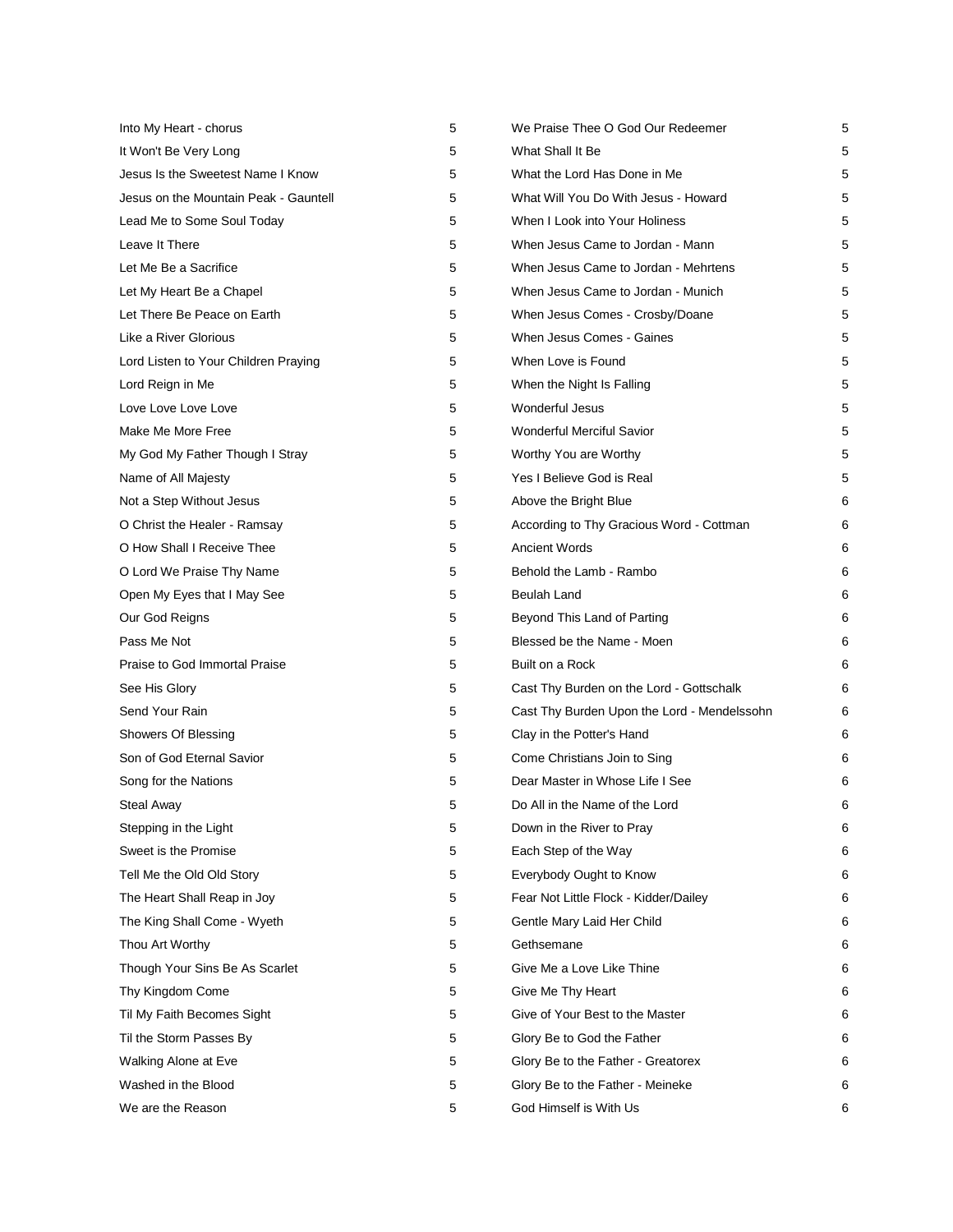| | |
|---|---|
| Into My Heart - chorus | 5 |
| It Won't Be Very Long | 5 |
| Jesus Is the Sweetest Name I Know | 5 |
| Jesus on the Mountain Peak - Gauntell | 5 |
| Lead Me to Some Soul Today | 5 |
| Leave It There | 5 |
| Let Me Be a Sacrifice | 5 |
| Let My Heart Be a Chapel | 5 |
| Let There Be Peace on Earth | 5 |
| Like a River Glorious | 5 |
| Lord Listen to Your Children Praying | 5 |
| Lord Reign in Me | 5 |
| Love Love Love Love | 5 |
| Make Me More Free | 5 |
| My God My Father Though I Stray | 5 |
| Name of All Majesty | 5 |
| Not a Step Without Jesus | 5 |
| O Christ the Healer - Ramsay | 5 |
| O How Shall I Receive Thee | 5 |
| O Lord We Praise Thy Name | 5 |
| Open My Eyes that I May See | 5 |
| Our God Reigns | 5 |
| Pass Me Not | 5 |
| Praise to God Immortal Praise | 5 |
| See His Glory | 5 |
| Send Your Rain | 5 |
| Showers Of Blessing | 5 |
| Son of God Eternal Savior | 5 |
| Song for the Nations | 5 |
| Steal Away | 5 |
| Stepping in the Light | 5 |
| Sweet is the Promise | 5 |
| Tell Me the Old Old Story | 5 |
| The Heart Shall Reap in Joy | 5 |
| The King Shall Come - Wyeth | 5 |
| Thou Art Worthy | 5 |
| Though Your Sins Be As Scarlet | 5 |
| Thy Kingdom Come | 5 |
| Til My Faith Becomes Sight | 5 |
| Til the Storm Passes By | 5 |
| Walking Alone at Eve | 5 |
| Washed in the Blood | 5 |
| We are the Reason | 5 |
| We Praise Thee O God Our Redeemer | 5 |
| What Shall It Be | 5 |
| What the Lord Has Done in Me | 5 |
| What Will You Do With Jesus - Howard | 5 |
| When I Look into Your Holiness | 5 |
| When Jesus Came to Jordan - Mann | 5 |
| When Jesus Came to Jordan - Mehrtens | 5 |
| When Jesus Came to Jordan - Munich | 5 |
| When Jesus Comes - Crosby/Doane | 5 |
| When Jesus Comes - Gaines | 5 |
| When Love is Found | 5 |
| When the Night Is Falling | 5 |
| Wonderful Jesus | 5 |
| Wonderful Merciful Savior | 5 |
| Worthy You are Worthy | 5 |
| Yes I Believe God is Real | 5 |
| Above the Bright Blue | 6 |
| According to Thy Gracious Word - Cottman | 6 |
| Ancient Words | 6 |
| Behold the Lamb - Rambo | 6 |
| Beulah Land | 6 |
| Beyond This Land of Parting | 6 |
| Blessed be the Name - Moen | 6 |
| Built on a Rock | 6 |
| Cast Thy Burden on the Lord - Gottschalk | 6 |
| Cast Thy Burden Upon the Lord - Mendelssohn | 6 |
| Clay in the Potter's Hand | 6 |
| Come Christians Join to Sing | 6 |
| Dear Master in Whose Life I See | 6 |
| Do All in the Name of the Lord | 6 |
| Down in the River to Pray | 6 |
| Each Step of the Way | 6 |
| Everybody Ought to Know | 6 |
| Fear Not Little Flock - Kidder/Dailey | 6 |
| Gentle Mary Laid Her Child | 6 |
| Gethsemane | 6 |
| Give Me a Love Like Thine | 6 |
| Give Me Thy Heart | 6 |
| Give of Your Best to the Master | 6 |
| Glory Be to God the Father | 6 |
| Glory Be to the Father - Greatorex | 6 |
| Glory Be to the Father - Meineke | 6 |
| God Himself is With Us | 6 |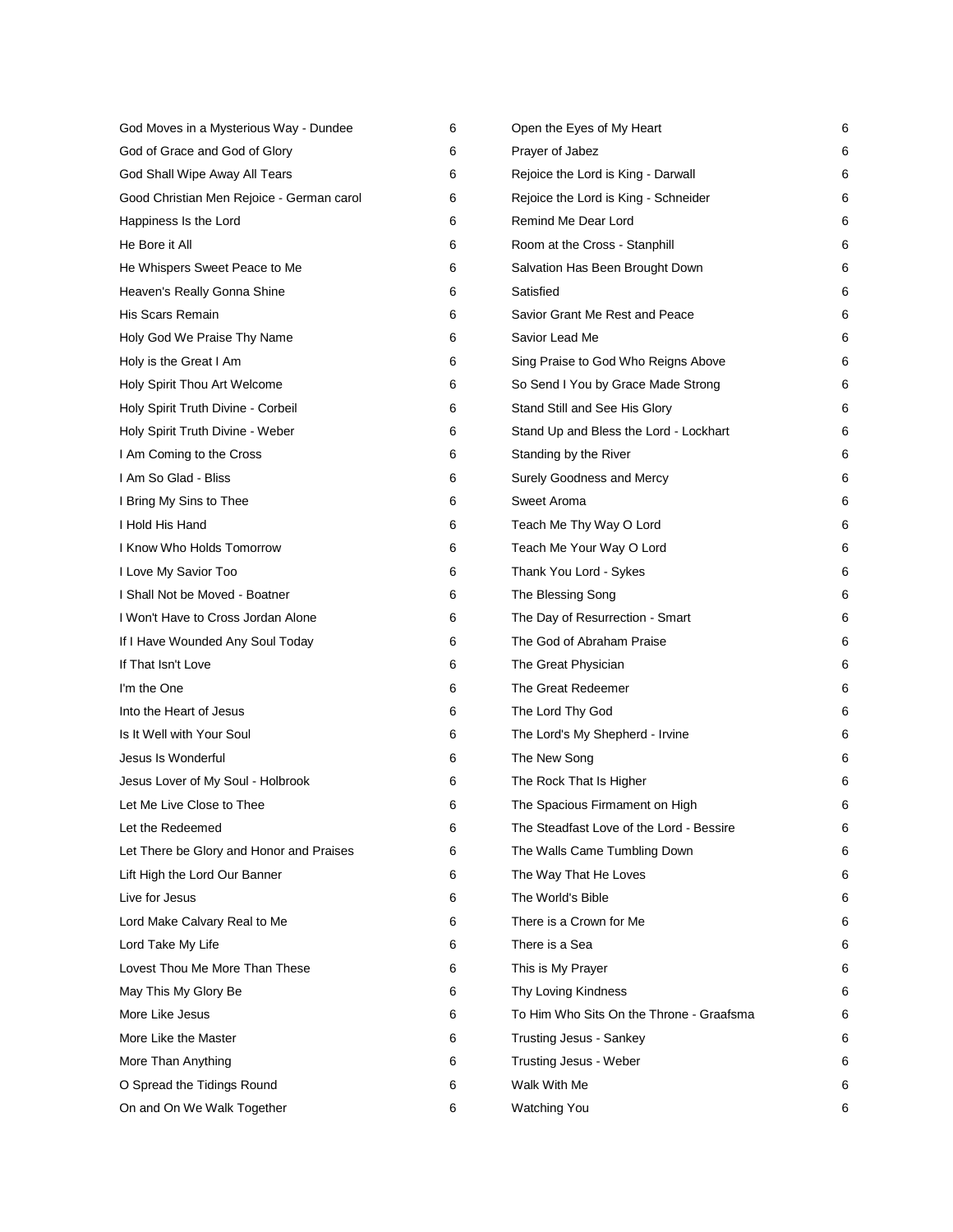| | |
|---|---|
| God Moves in a Mysterious Way - Dundee | 6 |
| God of Grace and God of Glory | 6 |
| God Shall Wipe Away All Tears | 6 |
| Good Christian Men Rejoice - German carol | 6 |
| Happiness Is the Lord | 6 |
| He Bore it All | 6 |
| He Whispers Sweet Peace to Me | 6 |
| Heaven's Really Gonna Shine | 6 |
| His Scars Remain | 6 |
| Holy God We Praise Thy Name | 6 |
| Holy is the Great I Am | 6 |
| Holy Spirit Thou Art Welcome | 6 |
| Holy Spirit Truth Divine - Corbeil | 6 |
| Holy Spirit Truth Divine - Weber | 6 |
| I Am Coming to the Cross | 6 |
| I Am So Glad - Bliss | 6 |
| I Bring My Sins to Thee | 6 |
| I Hold His Hand | 6 |
| I Know Who Holds Tomorrow | 6 |
| I Love My Savior Too | 6 |
| I Shall Not be Moved - Boatner | 6 |
| I Won't Have to Cross Jordan Alone | 6 |
| If I Have Wounded Any Soul Today | 6 |
| If That Isn't Love | 6 |
| I'm the One | 6 |
| Into the Heart of Jesus | 6 |
| Is It Well with Your Soul | 6 |
| Jesus Is Wonderful | 6 |
| Jesus Lover of My Soul - Holbrook | 6 |
| Let Me Live Close to Thee | 6 |
| Let the Redeemed | 6 |
| Let There be Glory and Honor and Praises | 6 |
| Lift High the Lord Our Banner | 6 |
| Live for Jesus | 6 |
| Lord Make Calvary Real to Me | 6 |
| Lord Take My Life | 6 |
| Lovest Thou Me More Than These | 6 |
| May This My Glory Be | 6 |
| More Like Jesus | 6 |
| More Like the Master | 6 |
| More Than Anything | 6 |
| O Spread the Tidings Round | 6 |
| On and On We Walk Together | 6 |
| Open the Eyes of My Heart | 6 |
| Prayer of Jabez | 6 |
| Rejoice the Lord is King - Darwall | 6 |
| Rejoice the Lord is King - Schneider | 6 |
| Remind Me Dear Lord | 6 |
| Room at the Cross - Stanphill | 6 |
| Salvation Has Been Brought Down | 6 |
| Satisfied | 6 |
| Savior Grant Me Rest and Peace | 6 |
| Savior Lead Me | 6 |
| Sing Praise to God Who Reigns Above | 6 |
| So Send I You by Grace Made Strong | 6 |
| Stand Still and See His Glory | 6 |
| Stand Up and Bless the Lord - Lockhart | 6 |
| Standing by the River | 6 |
| Surely Goodness and Mercy | 6 |
| Sweet Aroma | 6 |
| Teach Me Thy Way O Lord | 6 |
| Teach Me Your Way O Lord | 6 |
| Thank You Lord - Sykes | 6 |
| The Blessing Song | 6 |
| The Day of Resurrection - Smart | 6 |
| The God of Abraham Praise | 6 |
| The Great Physician | 6 |
| The Great Redeemer | 6 |
| The Lord Thy God | 6 |
| The Lord's My Shepherd - Irvine | 6 |
| The New Song | 6 |
| The Rock That Is Higher | 6 |
| The Spacious Firmament on High | 6 |
| The Steadfast Love of the Lord - Bessire | 6 |
| The Walls Came Tumbling Down | 6 |
| The Way That He Loves | 6 |
| The World's Bible | 6 |
| There is a Crown for Me | 6 |
| There is a Sea | 6 |
| This is My Prayer | 6 |
| Thy Loving Kindness | 6 |
| To Him Who Sits On the Throne - Graafsma | 6 |
| Trusting Jesus - Sankey | 6 |
| Trusting Jesus - Weber | 6 |
| Walk With Me | 6 |
| Watching You | 6 |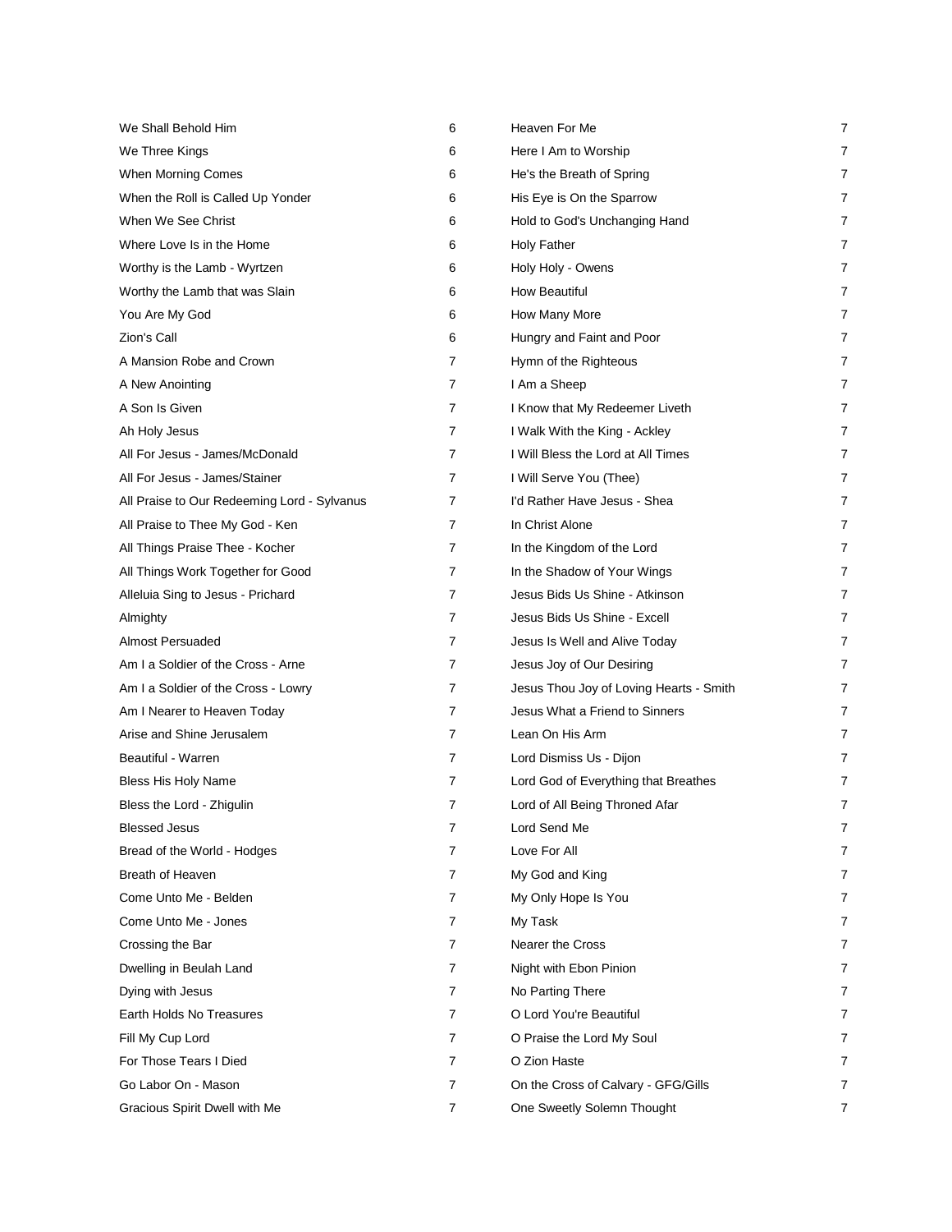| | |
|---|---|
| We Shall Behold Him | 6 |
| We Three Kings | 6 |
| When Morning Comes | 6 |
| When the Roll is Called Up Yonder | 6 |
| When We See Christ | 6 |
| Where Love Is in the Home | 6 |
| Worthy is the Lamb - Wyrtzen | 6 |
| Worthy the Lamb that was Slain | 6 |
| You Are My God | 6 |
| Zion's Call | 6 |
| A Mansion Robe and Crown | 7 |
| A New Anointing | 7 |
| A Son Is Given | 7 |
| Ah Holy Jesus | 7 |
| All For Jesus - James/McDonald | 7 |
| All For Jesus - James/Stainer | 7 |
| All Praise to Our Redeeming Lord - Sylvanus | 7 |
| All Praise to Thee My God - Ken | 7 |
| All Things Praise Thee - Kocher | 7 |
| All Things Work Together for Good | 7 |
| Alleluia Sing to Jesus - Prichard | 7 |
| Almighty | 7 |
| Almost Persuaded | 7 |
| Am I a Soldier of the Cross - Arne | 7 |
| Am I a Soldier of the Cross - Lowry | 7 |
| Am I Nearer to Heaven Today | 7 |
| Arise and Shine Jerusalem | 7 |
| Beautiful - Warren | 7 |
| Bless His Holy Name | 7 |
| Bless the Lord - Zhigulin | 7 |
| Blessed Jesus | 7 |
| Bread of the World - Hodges | 7 |
| Breath of Heaven | 7 |
| Come Unto Me - Belden | 7 |
| Come Unto Me - Jones | 7 |
| Crossing the Bar | 7 |
| Dwelling in Beulah Land | 7 |
| Dying with Jesus | 7 |
| Earth Holds No Treasures | 7 |
| Fill My Cup Lord | 7 |
| For Those Tears I Died | 7 |
| Go Labor On - Mason | 7 |
| Gracious Spirit Dwell with Me | 7 |
| Heaven For Me | 7 |
| Here I Am to Worship | 7 |
| He's the Breath of Spring | 7 |
| His Eye is On the Sparrow | 7 |
| Hold to God's Unchanging Hand | 7 |
| Holy Father | 7 |
| Holy Holy - Owens | 7 |
| How Beautiful | 7 |
| How Many More | 7 |
| Hungry and Faint and Poor | 7 |
| Hymn of the Righteous | 7 |
| I Am a Sheep | 7 |
| I Know that My Redeemer Liveth | 7 |
| I Walk With the King - Ackley | 7 |
| I Will Bless the Lord at All Times | 7 |
| I Will Serve You (Thee) | 7 |
| I'd Rather Have Jesus - Shea | 7 |
| In Christ Alone | 7 |
| In the Kingdom of the Lord | 7 |
| In the Shadow of Your Wings | 7 |
| Jesus Bids Us Shine - Atkinson | 7 |
| Jesus Bids Us Shine - Excell | 7 |
| Jesus Is Well and Alive Today | 7 |
| Jesus Joy of Our Desiring | 7 |
| Jesus Thou Joy of Loving Hearts - Smith | 7 |
| Jesus What a Friend to Sinners | 7 |
| Lean On His Arm | 7 |
| Lord Dismiss Us - Dijon | 7 |
| Lord God of Everything that Breathes | 7 |
| Lord of All Being Throned Afar | 7 |
| Lord Send Me | 7 |
| Love For All | 7 |
| My God and King | 7 |
| My Only Hope Is You | 7 |
| My Task | 7 |
| Nearer the Cross | 7 |
| Night with Ebon Pinion | 7 |
| No Parting There | 7 |
| O Lord You're Beautiful | 7 |
| O Praise the Lord My Soul | 7 |
| O Zion Haste | 7 |
| On the Cross of Calvary - GFG/Gills | 7 |
| One Sweetly Solemn Thought | 7 |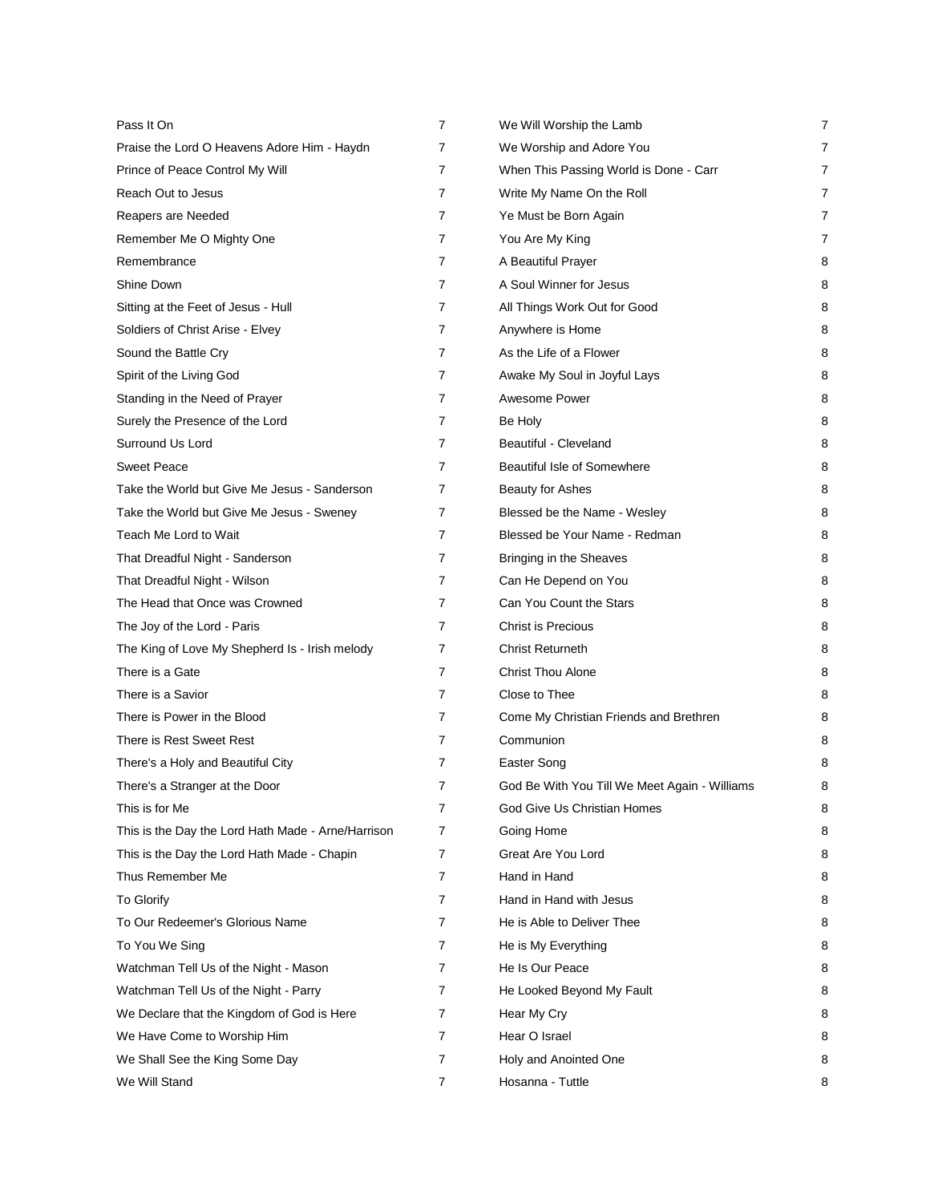| | |
|---|---|
| Pass It On | 7 |
| Praise the Lord O Heavens Adore Him - Haydn | 7 |
| Prince of Peace Control My Will | 7 |
| Reach Out to Jesus | 7 |
| Reapers are Needed | 7 |
| Remember Me O Mighty One | 7 |
| Remembrance | 7 |
| Shine Down | 7 |
| Sitting at the Feet of Jesus - Hull | 7 |
| Soldiers of Christ Arise - Elvey | 7 |
| Sound the Battle Cry | 7 |
| Spirit of the Living God | 7 |
| Standing in the Need of Prayer | 7 |
| Surely the Presence of the Lord | 7 |
| Surround Us Lord | 7 |
| Sweet Peace | 7 |
| Take the World but Give Me Jesus - Sanderson | 7 |
| Take the World but Give Me Jesus - Sweney | 7 |
| Teach Me Lord to Wait | 7 |
| That Dreadful Night - Sanderson | 7 |
| That Dreadful Night - Wilson | 7 |
| The Head that Once was Crowned | 7 |
| The Joy of the Lord - Paris | 7 |
| The King of Love My Shepherd Is - Irish melody | 7 |
| There is a Gate | 7 |
| There is a Savior | 7 |
| There is Power in the Blood | 7 |
| There is Rest Sweet Rest | 7 |
| There's a Holy and Beautiful City | 7 |
| There's a Stranger at the Door | 7 |
| This is for Me | 7 |
| This is the Day the Lord Hath Made - Arne/Harrison | 7 |
| This is the Day the Lord Hath Made - Chapin | 7 |
| Thus Remember Me | 7 |
| To Glorify | 7 |
| To Our Redeemer's Glorious Name | 7 |
| To You We Sing | 7 |
| Watchman Tell Us of the Night - Mason | 7 |
| Watchman Tell Us of the Night - Parry | 7 |
| We Declare that the Kingdom of God is Here | 7 |
| We Have Come to Worship Him | 7 |
| We Shall See the King Some Day | 7 |
| We Will Stand | 7 |
| We Will Worship the Lamb | 7 |
| We Worship and Adore You | 7 |
| When This Passing World is Done - Carr | 7 |
| Write My Name On the Roll | 7 |
| Ye Must be Born Again | 7 |
| You Are My King | 7 |
| A Beautiful Prayer | 8 |
| A Soul Winner for Jesus | 8 |
| All Things Work Out for Good | 8 |
| Anywhere is Home | 8 |
| As the Life of a Flower | 8 |
| Awake My Soul in Joyful Lays | 8 |
| Awesome Power | 8 |
| Be Holy | 8 |
| Beautiful - Cleveland | 8 |
| Beautiful Isle of Somewhere | 8 |
| Beauty for Ashes | 8 |
| Blessed be the Name - Wesley | 8 |
| Blessed be Your Name - Redman | 8 |
| Bringing in the Sheaves | 8 |
| Can He Depend on You | 8 |
| Can You Count the Stars | 8 |
| Christ is Precious | 8 |
| Christ Returneth | 8 |
| Christ Thou Alone | 8 |
| Close to Thee | 8 |
| Come My Christian Friends and Brethren | 8 |
| Communion | 8 |
| Easter Song | 8 |
| God Be With You Till We Meet Again - Williams | 8 |
| God Give Us Christian Homes | 8 |
| Going Home | 8 |
| Great Are You Lord | 8 |
| Hand in Hand | 8 |
| Hand in Hand with Jesus | 8 |
| He is Able to Deliver Thee | 8 |
| He is My Everything | 8 |
| He Is Our Peace | 8 |
| He Looked Beyond My Fault | 8 |
| Hear My Cry | 8 |
| Hear O Israel | 8 |
| Holy and Anointed One | 8 |
| Hosanna - Tuttle | 8 |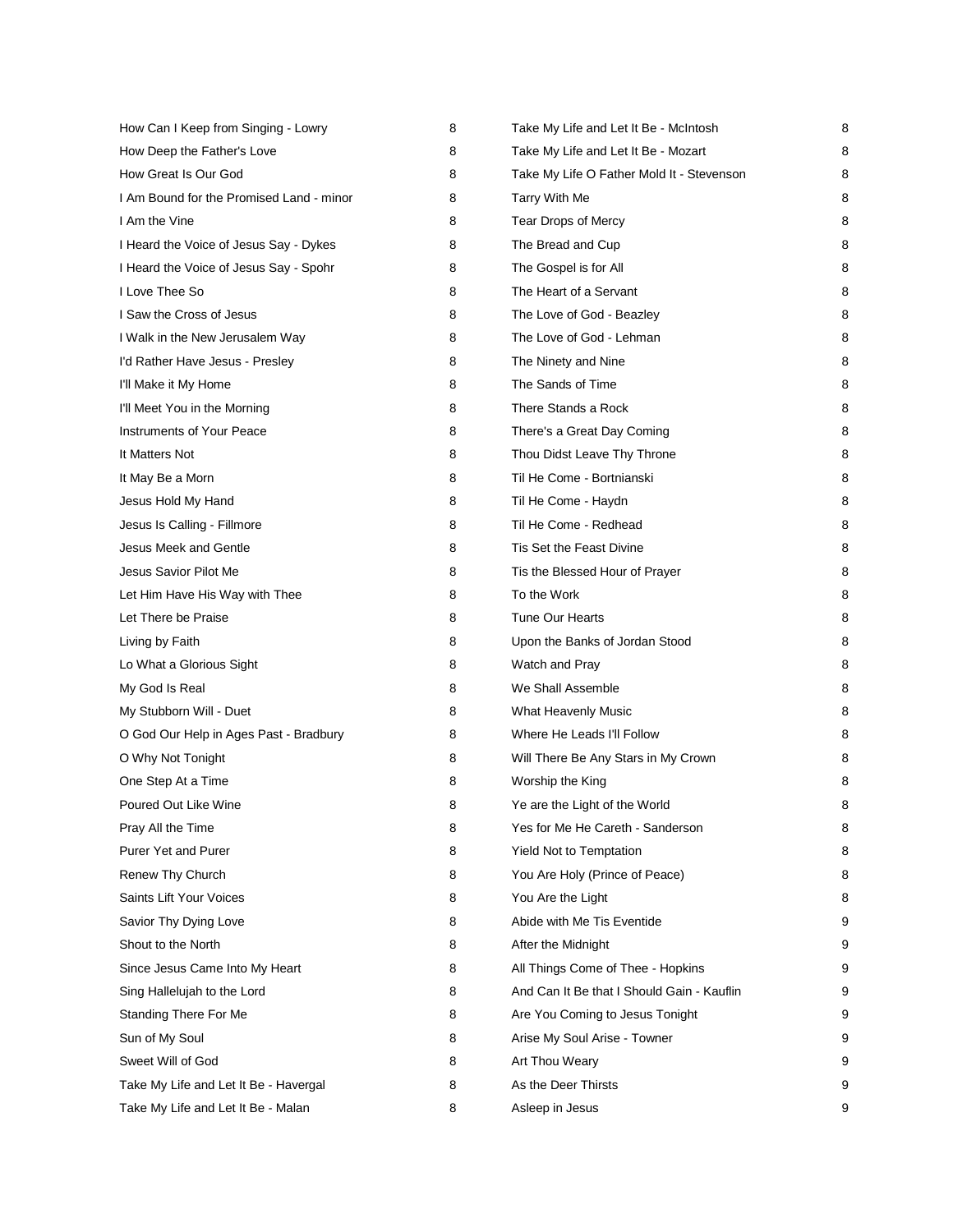| | |
|---|---|
| How Can I Keep from Singing - Lowry | 8 |
| How Deep the Father's Love | 8 |
| How Great Is Our God | 8 |
| I Am Bound for the Promised Land - minor | 8 |
| I Am the Vine | 8 |
| I Heard the Voice of Jesus Say - Dykes | 8 |
| I Heard the Voice of Jesus Say - Spohr | 8 |
| I Love Thee So | 8 |
| I Saw the Cross of Jesus | 8 |
| I Walk in the New Jerusalem Way | 8 |
| I'd Rather Have Jesus - Presley | 8 |
| I'll Make it My Home | 8 |
| I'll Meet You in the Morning | 8 |
| Instruments of Your Peace | 8 |
| It Matters Not | 8 |
| It May Be a Morn | 8 |
| Jesus Hold My Hand | 8 |
| Jesus Is Calling - Fillmore | 8 |
| Jesus Meek and Gentle | 8 |
| Jesus Savior Pilot Me | 8 |
| Let Him Have His Way with Thee | 8 |
| Let There be Praise | 8 |
| Living by Faith | 8 |
| Lo What a Glorious Sight | 8 |
| My God Is Real | 8 |
| My Stubborn Will - Duet | 8 |
| O God Our Help in Ages Past - Bradbury | 8 |
| O Why Not Tonight | 8 |
| One Step At a Time | 8 |
| Poured Out Like Wine | 8 |
| Pray All the Time | 8 |
| Purer Yet and Purer | 8 |
| Renew Thy Church | 8 |
| Saints Lift Your Voices | 8 |
| Savior Thy Dying Love | 8 |
| Shout to the North | 8 |
| Since Jesus Came Into My Heart | 8 |
| Sing Hallelujah to the Lord | 8 |
| Standing There For Me | 8 |
| Sun of My Soul | 8 |
| Sweet Will of God | 8 |
| Take My Life and Let It Be - Havergal | 8 |
| Take My Life and Let It Be - Malan | 8 |
| Take My Life and Let It Be - McIntosh | 8 |
| Take My Life and Let It Be - Mozart | 8 |
| Take My Life O Father Mold It - Stevenson | 8 |
| Tarry With Me | 8 |
| Tear Drops of Mercy | 8 |
| The Bread and Cup | 8 |
| The Gospel is for All | 8 |
| The Heart of a Servant | 8 |
| The Love of God - Beazley | 8 |
| The Love of God - Lehman | 8 |
| The Ninety and Nine | 8 |
| The Sands of Time | 8 |
| There Stands a Rock | 8 |
| There's a Great Day Coming | 8 |
| Thou Didst Leave Thy Throne | 8 |
| Til He Come - Bortnianski | 8 |
| Til He Come - Haydn | 8 |
| Til He Come - Redhead | 8 |
| Tis Set the Feast Divine | 8 |
| Tis the Blessed Hour of Prayer | 8 |
| To the Work | 8 |
| Tune Our Hearts | 8 |
| Upon the Banks of Jordan Stood | 8 |
| Watch and Pray | 8 |
| We Shall Assemble | 8 |
| What Heavenly Music | 8 |
| Where He Leads I'll Follow | 8 |
| Will There Be Any Stars in My Crown | 8 |
| Worship the King | 8 |
| Ye are the Light of the World | 8 |
| Yes for Me He Careth - Sanderson | 8 |
| Yield Not to Temptation | 8 |
| You Are Holy (Prince of Peace) | 8 |
| You Are the Light | 8 |
| Abide with Me Tis Eventide | 9 |
| After the Midnight | 9 |
| All Things Come of Thee - Hopkins | 9 |
| And Can It Be that I Should Gain - Kauflin | 9 |
| Are You Coming to Jesus Tonight | 9 |
| Arise My Soul Arise - Towner | 9 |
| Art Thou Weary | 9 |
| As the Deer Thirsts | 9 |
| Asleep in Jesus | 9 |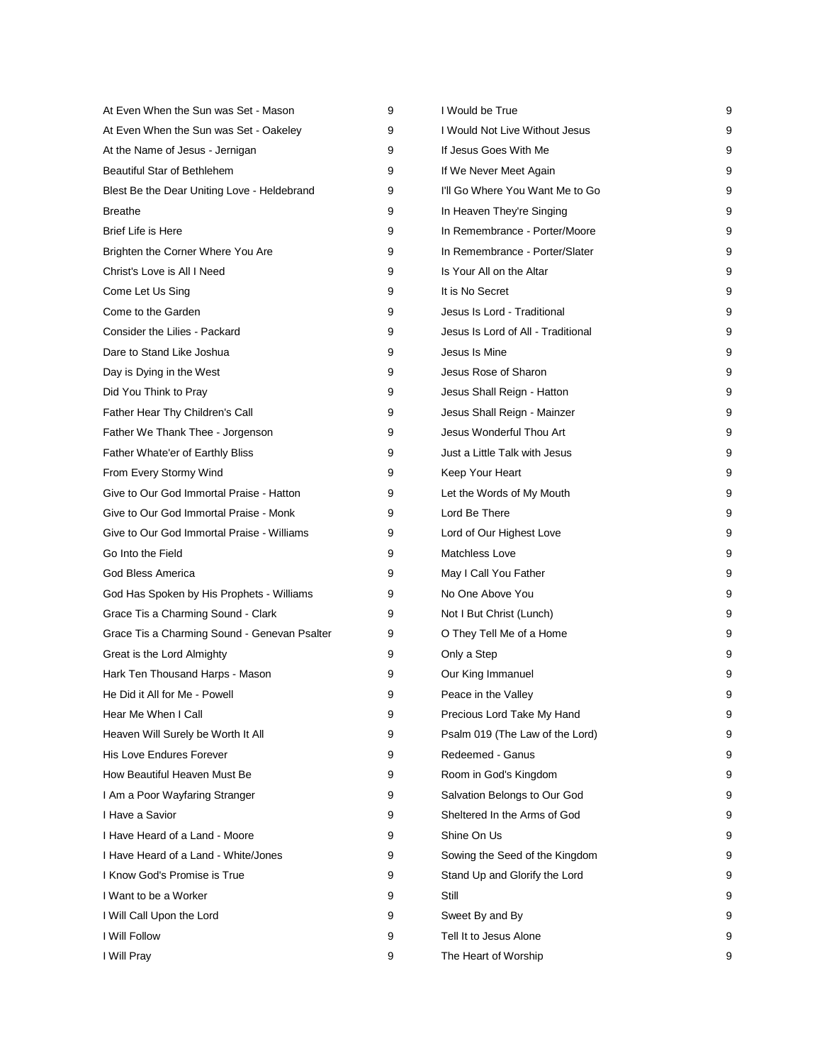| Title | # |
| --- | --- |
| At Even When the Sun was Set - Mason | 9 |
| At Even When the Sun was Set - Oakeley | 9 |
| At the Name of Jesus - Jernigan | 9 |
| Beautiful Star of Bethlehem | 9 |
| Blest Be the Dear Uniting Love - Heldebrand | 9 |
| Breathe | 9 |
| Brief Life is Here | 9 |
| Brighten the Corner Where You Are | 9 |
| Christ's Love is All I Need | 9 |
| Come Let Us Sing | 9 |
| Come to the Garden | 9 |
| Consider the Lilies - Packard | 9 |
| Dare to Stand Like Joshua | 9 |
| Day is Dying in the West | 9 |
| Did You Think to Pray | 9 |
| Father Hear Thy Children's Call | 9 |
| Father We Thank Thee - Jorgenson | 9 |
| Father Whate'er of Earthly Bliss | 9 |
| From Every Stormy Wind | 9 |
| Give to Our God Immortal Praise - Hatton | 9 |
| Give to Our God Immortal Praise - Monk | 9 |
| Give to Our God Immortal Praise - Williams | 9 |
| Go Into the Field | 9 |
| God Bless America | 9 |
| God Has Spoken by His Prophets - Williams | 9 |
| Grace Tis a Charming Sound - Clark | 9 |
| Grace Tis a Charming Sound - Genevan Psalter | 9 |
| Great is the Lord Almighty | 9 |
| Hark Ten Thousand Harps - Mason | 9 |
| He Did it All for Me - Powell | 9 |
| Hear Me When I Call | 9 |
| Heaven Will Surely be Worth It All | 9 |
| His Love Endures Forever | 9 |
| How Beautiful Heaven Must Be | 9 |
| I Am a Poor Wayfaring Stranger | 9 |
| I Have a Savior | 9 |
| I Have Heard of a Land - Moore | 9 |
| I Have Heard of a Land - White/Jones | 9 |
| I Know God's Promise is True | 9 |
| I Want to be a Worker | 9 |
| I Will Call Upon the Lord | 9 |
| I Will Follow | 9 |
| I Will Pray | 9 |
| I Would be True | 9 |
| I Would Not Live Without Jesus | 9 |
| If Jesus Goes With Me | 9 |
| If We Never Meet Again | 9 |
| I'll Go Where You Want Me to Go | 9 |
| In Heaven They're Singing | 9 |
| In Remembrance - Porter/Moore | 9 |
| In Remembrance - Porter/Slater | 9 |
| Is Your All on the Altar | 9 |
| It is No Secret | 9 |
| Jesus Is Lord - Traditional | 9 |
| Jesus Is Lord of All - Traditional | 9 |
| Jesus Is Mine | 9 |
| Jesus Rose of Sharon | 9 |
| Jesus Shall Reign - Hatton | 9 |
| Jesus Shall Reign - Mainzer | 9 |
| Jesus Wonderful Thou Art | 9 |
| Just a Little Talk with Jesus | 9 |
| Keep Your Heart | 9 |
| Let the Words of My Mouth | 9 |
| Lord Be There | 9 |
| Lord of Our Highest Love | 9 |
| Matchless Love | 9 |
| May I Call You Father | 9 |
| No One Above You | 9 |
| Not I But Christ (Lunch) | 9 |
| O They Tell Me of a Home | 9 |
| Only a Step | 9 |
| Our King Immanuel | 9 |
| Peace in the Valley | 9 |
| Precious Lord Take My Hand | 9 |
| Psalm 019 (The Law of the Lord) | 9 |
| Redeemed - Ganus | 9 |
| Room in God's Kingdom | 9 |
| Salvation Belongs to Our God | 9 |
| Sheltered In the Arms of God | 9 |
| Shine On Us | 9 |
| Sowing the Seed of the Kingdom | 9 |
| Stand Up and Glorify the Lord | 9 |
| Still | 9 |
| Sweet By and By | 9 |
| Tell It to Jesus Alone | 9 |
| The Heart of Worship | 9 |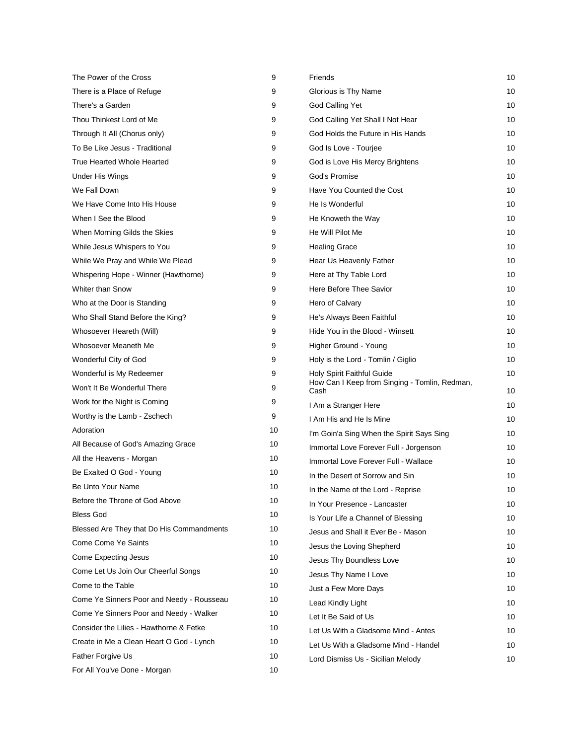| | |
|---|---|
| The Power of the Cross | 9 |
| There is a Place of Refuge | 9 |
| There's a Garden | 9 |
| Thou Thinkest Lord of Me | 9 |
| Through It All (Chorus only) | 9 |
| To Be Like Jesus - Traditional | 9 |
| True Hearted Whole Hearted | 9 |
| Under His Wings | 9 |
| We Fall Down | 9 |
| We Have Come Into His House | 9 |
| When I See the Blood | 9 |
| When Morning Gilds the Skies | 9 |
| While Jesus Whispers to You | 9 |
| While We Pray and While We Plead | 9 |
| Whispering Hope - Winner (Hawthorne) | 9 |
| Whiter than Snow | 9 |
| Who at the Door is Standing | 9 |
| Who Shall Stand Before the King? | 9 |
| Whosoever Heareth (Will) | 9 |
| Whosoever Meaneth Me | 9 |
| Wonderful City of God | 9 |
| Wonderful is My Redeemer | 9 |
| Won't It Be Wonderful There | 9 |
| Work for the Night is Coming | 9 |
| Worthy is the Lamb - Zschech | 9 |
| Adoration | 10 |
| All Because of God's Amazing Grace | 10 |
| All the Heavens - Morgan | 10 |
| Be Exalted O God - Young | 10 |
| Be Unto Your Name | 10 |
| Before the Throne of God Above | 10 |
| Bless God | 10 |
| Blessed Are They that Do His Commandments | 10 |
| Come Come Ye Saints | 10 |
| Come Expecting Jesus | 10 |
| Come Let Us Join Our Cheerful Songs | 10 |
| Come to the Table | 10 |
| Come Ye Sinners Poor and Needy - Rousseau | 10 |
| Come Ye Sinners Poor and Needy - Walker | 10 |
| Consider the Lilies - Hawthorne & Fetke | 10 |
| Create in Me a Clean Heart O God - Lynch | 10 |
| Father Forgive Us | 10 |
| For All You've Done - Morgan | 10 |
| Friends | 10 |
| Glorious is Thy Name | 10 |
| God Calling Yet | 10 |
| God Calling Yet Shall I Not Hear | 10 |
| God Holds the Future in His Hands | 10 |
| God Is Love - Tourjee | 10 |
| God is Love His Mercy Brightens | 10 |
| God's Promise | 10 |
| Have You Counted the Cost | 10 |
| He Is Wonderful | 10 |
| He Knoweth the Way | 10 |
| He Will Pilot Me | 10 |
| Healing Grace | 10 |
| Hear Us Heavenly Father | 10 |
| Here at Thy Table Lord | 10 |
| Here Before Thee Savior | 10 |
| Hero of Calvary | 10 |
| He's Always Been Faithful | 10 |
| Hide You in the Blood - Winsett | 10 |
| Higher Ground - Young | 10 |
| Holy is the Lord - Tomlin / Giglio | 10 |
| Holy Spirit Faithful Guide | 10 |
| How Can I Keep from Singing - Tomlin, Redman, Cash | 10 |
| I Am a Stranger Here | 10 |
| I Am His and He Is Mine | 10 |
| I'm Goin'a Sing When the Spirit Says Sing | 10 |
| Immortal Love Forever Full - Jorgenson | 10 |
| Immortal Love Forever Full - Wallace | 10 |
| In the Desert of Sorrow and Sin | 10 |
| In the Name of the Lord - Reprise | 10 |
| In Your Presence - Lancaster | 10 |
| Is Your Life a Channel of Blessing | 10 |
| Jesus and Shall it Ever Be - Mason | 10 |
| Jesus the Loving Shepherd | 10 |
| Jesus Thy Boundless Love | 10 |
| Jesus Thy Name I Love | 10 |
| Just a Few More Days | 10 |
| Lead Kindly Light | 10 |
| Let It Be Said of Us | 10 |
| Let Us With a Gladsome Mind - Antes | 10 |
| Let Us With a Gladsome Mind - Handel | 10 |
| Lord Dismiss Us - Sicilian Melody | 10 |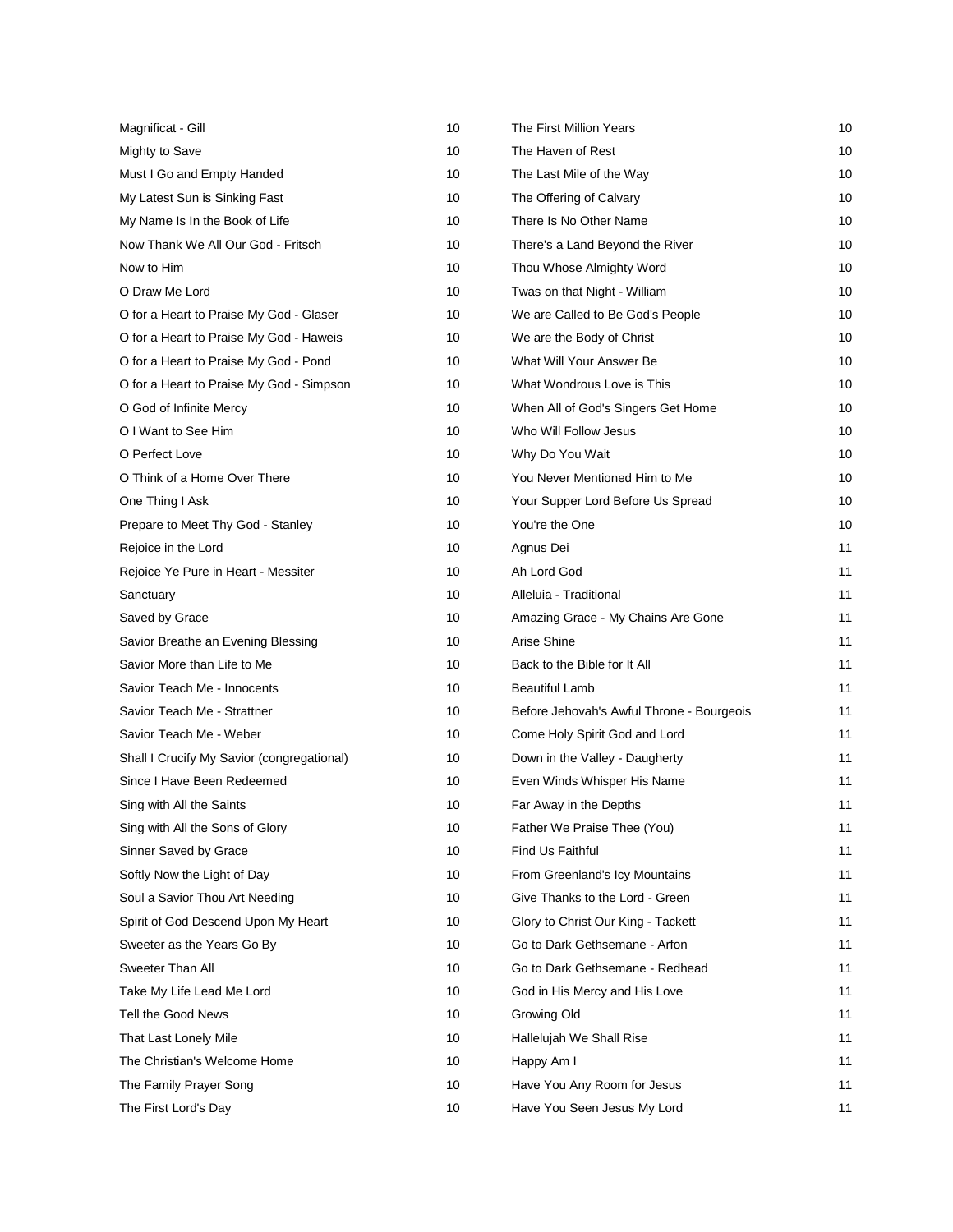| | |
|---|---|
| Magnificat - Gill | 10 |
| Mighty to Save | 10 |
| Must I Go and Empty Handed | 10 |
| My Latest Sun is Sinking Fast | 10 |
| My Name Is In the Book of Life | 10 |
| Now Thank We All Our God - Fritsch | 10 |
| Now to Him | 10 |
| O Draw Me Lord | 10 |
| O for a Heart to Praise My God - Glaser | 10 |
| O for a Heart to Praise My God - Haweis | 10 |
| O for a Heart to Praise My God - Pond | 10 |
| O for a Heart to Praise My God - Simpson | 10 |
| O God of Infinite Mercy | 10 |
| O I Want to See Him | 10 |
| O Perfect Love | 10 |
| O Think of a Home Over There | 10 |
| One Thing I Ask | 10 |
| Prepare to Meet Thy God - Stanley | 10 |
| Rejoice in the Lord | 10 |
| Rejoice Ye Pure in Heart - Messiter | 10 |
| Sanctuary | 10 |
| Saved by Grace | 10 |
| Savior Breathe an Evening Blessing | 10 |
| Savior More than Life to Me | 10 |
| Savior Teach Me - Innocents | 10 |
| Savior Teach Me - Strattner | 10 |
| Savior Teach Me - Weber | 10 |
| Shall I Crucify My Savior (congregational) | 10 |
| Since I Have Been Redeemed | 10 |
| Sing with All the Saints | 10 |
| Sing with All the Sons of Glory | 10 |
| Sinner Saved by Grace | 10 |
| Softly Now the Light of Day | 10 |
| Soul a Savior Thou Art Needing | 10 |
| Spirit of God Descend Upon My Heart | 10 |
| Sweeter as the Years Go By | 10 |
| Sweeter Than All | 10 |
| Take My Life Lead Me Lord | 10 |
| Tell the Good News | 10 |
| That Last Lonely Mile | 10 |
| The Christian's Welcome Home | 10 |
| The Family Prayer Song | 10 |
| The First Lord's Day | 10 |
| The First Million Years | 10 |
| The Haven of Rest | 10 |
| The Last Mile of the Way | 10 |
| The Offering of Calvary | 10 |
| There Is No Other Name | 10 |
| There's a Land Beyond the River | 10 |
| Thou Whose Almighty Word | 10 |
| Twas on that Night - William | 10 |
| We are Called to Be God's People | 10 |
| We are the Body of Christ | 10 |
| What Will Your Answer Be | 10 |
| What Wondrous Love is This | 10 |
| When All of God's Singers Get Home | 10 |
| Who Will Follow Jesus | 10 |
| Why Do You Wait | 10 |
| You Never Mentioned Him to Me | 10 |
| Your Supper Lord Before Us Spread | 10 |
| You're the One | 10 |
| Agnus Dei | 11 |
| Ah Lord God | 11 |
| Alleluia - Traditional | 11 |
| Amazing Grace - My Chains Are Gone | 11 |
| Arise Shine | 11 |
| Back to the Bible for It All | 11 |
| Beautiful Lamb | 11 |
| Before Jehovah's Awful Throne - Bourgeois | 11 |
| Come Holy Spirit God and Lord | 11 |
| Down in the Valley - Daugherty | 11 |
| Even Winds Whisper His Name | 11 |
| Far Away in the Depths | 11 |
| Father We Praise Thee (You) | 11 |
| Find Us Faithful | 11 |
| From Greenland's Icy Mountains | 11 |
| Give Thanks to the Lord - Green | 11 |
| Glory to Christ Our King - Tackett | 11 |
| Go to Dark Gethsemane - Arfon | 11 |
| Go to Dark Gethsemane - Redhead | 11 |
| God in His Mercy and His Love | 11 |
| Growing Old | 11 |
| Hallelujah We Shall Rise | 11 |
| Happy Am I | 11 |
| Have You Any Room for Jesus | 11 |
| Have You Seen Jesus My Lord | 11 |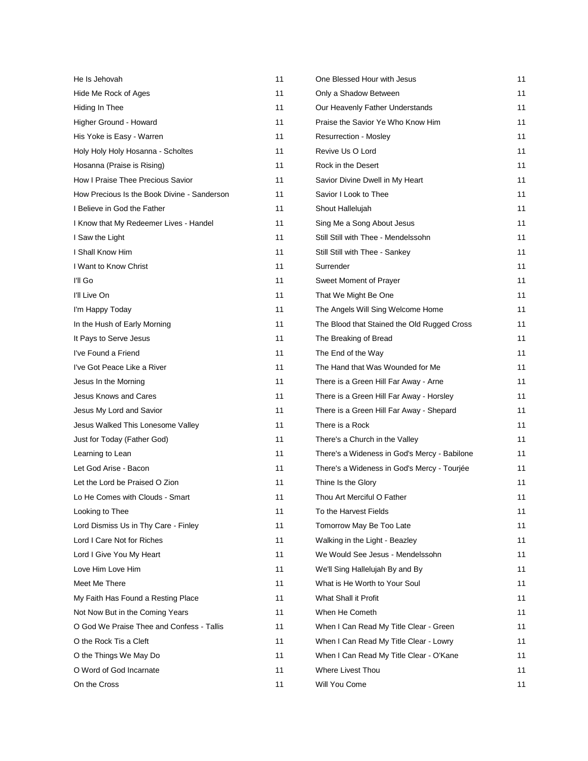| | |
|---|---|
| He Is Jehovah | 11 |
| Hide Me Rock of Ages | 11 |
| Hiding In Thee | 11 |
| Higher Ground - Howard | 11 |
| His Yoke is Easy - Warren | 11 |
| Holy Holy Holy Hosanna - Scholtes | 11 |
| Hosanna (Praise is Rising) | 11 |
| How I Praise Thee Precious Savior | 11 |
| How Precious Is the Book Divine - Sanderson | 11 |
| I Believe in God the Father | 11 |
| I Know that My Redeemer Lives - Handel | 11 |
| I Saw the Light | 11 |
| I Shall Know Him | 11 |
| I Want to Know Christ | 11 |
| I'll Go | 11 |
| I'll Live On | 11 |
| I'm Happy Today | 11 |
| In the Hush of Early Morning | 11 |
| It Pays to Serve Jesus | 11 |
| I've Found a Friend | 11 |
| I've Got Peace Like a River | 11 |
| Jesus In the Morning | 11 |
| Jesus Knows and Cares | 11 |
| Jesus My Lord and Savior | 11 |
| Jesus Walked This Lonesome Valley | 11 |
| Just for Today (Father God) | 11 |
| Learning to Lean | 11 |
| Let God Arise - Bacon | 11 |
| Let the Lord be Praised O Zion | 11 |
| Lo He Comes with Clouds - Smart | 11 |
| Looking to Thee | 11 |
| Lord Dismiss Us in Thy Care - Finley | 11 |
| Lord I Care Not for Riches | 11 |
| Lord I Give You My Heart | 11 |
| Love Him Love Him | 11 |
| Meet Me There | 11 |
| My Faith Has Found a Resting Place | 11 |
| Not Now But in the Coming Years | 11 |
| O God We Praise Thee and Confess - Tallis | 11 |
| O the Rock Tis a Cleft | 11 |
| O the Things We May Do | 11 |
| O Word of God Incarnate | 11 |
| On the Cross | 11 |
| One Blessed Hour with Jesus | 11 |
| Only a Shadow Between | 11 |
| Our Heavenly Father Understands | 11 |
| Praise the Savior Ye Who Know Him | 11 |
| Resurrection - Mosley | 11 |
| Revive Us O Lord | 11 |
| Rock in the Desert | 11 |
| Savior Divine Dwell in My Heart | 11 |
| Savior I Look to Thee | 11 |
| Shout Hallelujah | 11 |
| Sing Me a Song About Jesus | 11 |
| Still Still with Thee - Mendelssohn | 11 |
| Still Still with Thee - Sankey | 11 |
| Surrender | 11 |
| Sweet Moment of Prayer | 11 |
| That We Might Be One | 11 |
| The Angels Will Sing Welcome Home | 11 |
| The Blood that Stained the Old Rugged Cross | 11 |
| The Breaking of Bread | 11 |
| The End of the Way | 11 |
| The Hand that Was Wounded for Me | 11 |
| There is a Green Hill Far Away - Arne | 11 |
| There is a Green Hill Far Away - Horsley | 11 |
| There is a Green Hill Far Away - Shepard | 11 |
| There is a Rock | 11 |
| There's a Church in the Valley | 11 |
| There's a Wideness in God's Mercy - Babilone | 11 |
| There's a Wideness in God's Mercy - Tourjée | 11 |
| Thine Is the Glory | 11 |
| Thou Art Merciful O Father | 11 |
| To the Harvest Fields | 11 |
| Tomorrow May Be Too Late | 11 |
| Walking in the Light - Beazley | 11 |
| We Would See Jesus - Mendelssohn | 11 |
| We'll Sing Hallelujah By and By | 11 |
| What is He Worth to Your Soul | 11 |
| What Shall it Profit | 11 |
| When He Cometh | 11 |
| When I Can Read My Title Clear - Green | 11 |
| When I Can Read My Title Clear - Lowry | 11 |
| When I Can Read My Title Clear - O'Kane | 11 |
| Where Livest Thou | 11 |
| Will You Come | 11 |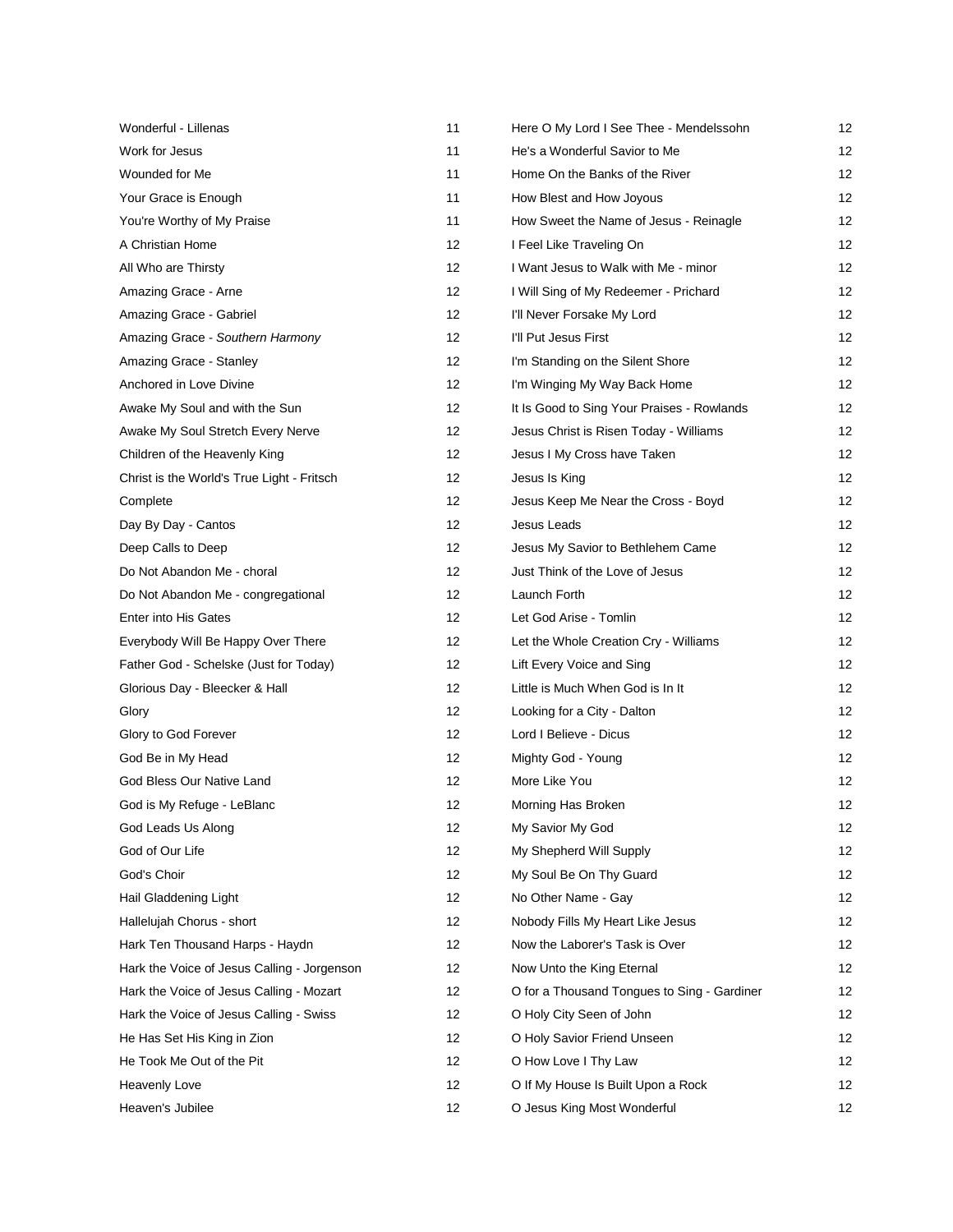| | |
|---|---|
| Wonderful - Lillenas | 11 |
| Work for Jesus | 11 |
| Wounded for Me | 11 |
| Your Grace is Enough | 11 |
| You're Worthy of My Praise | 11 |
| A Christian Home | 12 |
| All Who are Thirsty | 12 |
| Amazing Grace - Arne | 12 |
| Amazing Grace - Gabriel | 12 |
| Amazing Grace - *Southern Harmony* | 12 |
| Amazing Grace - Stanley | 12 |
| Anchored in Love Divine | 12 |
| Awake My Soul and with the Sun | 12 |
| Awake My Soul Stretch Every Nerve | 12 |
| Children of the Heavenly King | 12 |
| Christ is the World's True Light - Fritsch | 12 |
| Complete | 12 |
| Day By Day - Cantos | 12 |
| Deep Calls to Deep | 12 |
| Do Not Abandon Me - choral | 12 |
| Do Not Abandon Me - congregational | 12 |
| Enter into His Gates | 12 |
| Everybody Will Be Happy Over There | 12 |
| Father God - Schelske (Just for Today) | 12 |
| Glorious Day - Bleecker & Hall | 12 |
| Glory | 12 |
| Glory to God Forever | 12 |
| God Be in My Head | 12 |
| God Bless Our Native Land | 12 |
| God is My Refuge - LeBlanc | 12 |
| God Leads Us Along | 12 |
| God of Our Life | 12 |
| God's Choir | 12 |
| Hail Gladdening Light | 12 |
| Hallelujah Chorus - short | 12 |
| Hark Ten Thousand Harps - Haydn | 12 |
| Hark the Voice of Jesus Calling - Jorgenson | 12 |
| Hark the Voice of Jesus Calling - Mozart | 12 |
| Hark the Voice of Jesus Calling - Swiss | 12 |
| He Has Set His King in Zion | 12 |
| He Took Me Out of the Pit | 12 |
| Heavenly Love | 12 |
| Heaven's Jubilee | 12 |
| Here O My Lord I See Thee - Mendelssohn | 12 |
| He's a Wonderful Savior to Me | 12 |
| Home On the Banks of the River | 12 |
| How Blest and How Joyous | 12 |
| How Sweet the Name of Jesus - Reinagle | 12 |
| I Feel Like Traveling On | 12 |
| I Want Jesus to Walk with Me - minor | 12 |
| I Will Sing of My Redeemer - Prichard | 12 |
| I'll Never Forsake My Lord | 12 |
| I'll Put Jesus First | 12 |
| I'm Standing on the Silent Shore | 12 |
| I'm Winging My Way Back Home | 12 |
| It Is Good to Sing Your Praises - Rowlands | 12 |
| Jesus Christ is Risen Today - Williams | 12 |
| Jesus I My Cross have Taken | 12 |
| Jesus Is King | 12 |
| Jesus Keep Me Near the Cross - Boyd | 12 |
| Jesus Leads | 12 |
| Jesus My Savior to Bethlehem Came | 12 |
| Just Think of the Love of Jesus | 12 |
| Launch Forth | 12 |
| Let God Arise - Tomlin | 12 |
| Let the Whole Creation Cry - Williams | 12 |
| Lift Every Voice and Sing | 12 |
| Little is Much When God is In It | 12 |
| Looking for a City - Dalton | 12 |
| Lord I Believe - Dicus | 12 |
| Mighty God - Young | 12 |
| More Like You | 12 |
| Morning Has Broken | 12 |
| My Savior My God | 12 |
| My Shepherd Will Supply | 12 |
| My Soul Be On Thy Guard | 12 |
| No Other Name - Gay | 12 |
| Nobody Fills My Heart Like Jesus | 12 |
| Now the Laborer's Task is Over | 12 |
| Now Unto the King Eternal | 12 |
| O for a Thousand Tongues to Sing - Gardiner | 12 |
| O Holy City Seen of John | 12 |
| O Holy Savior Friend Unseen | 12 |
| O How Love I Thy Law | 12 |
| O If My House Is Built Upon a Rock | 12 |
| O Jesus King Most Wonderful | 12 |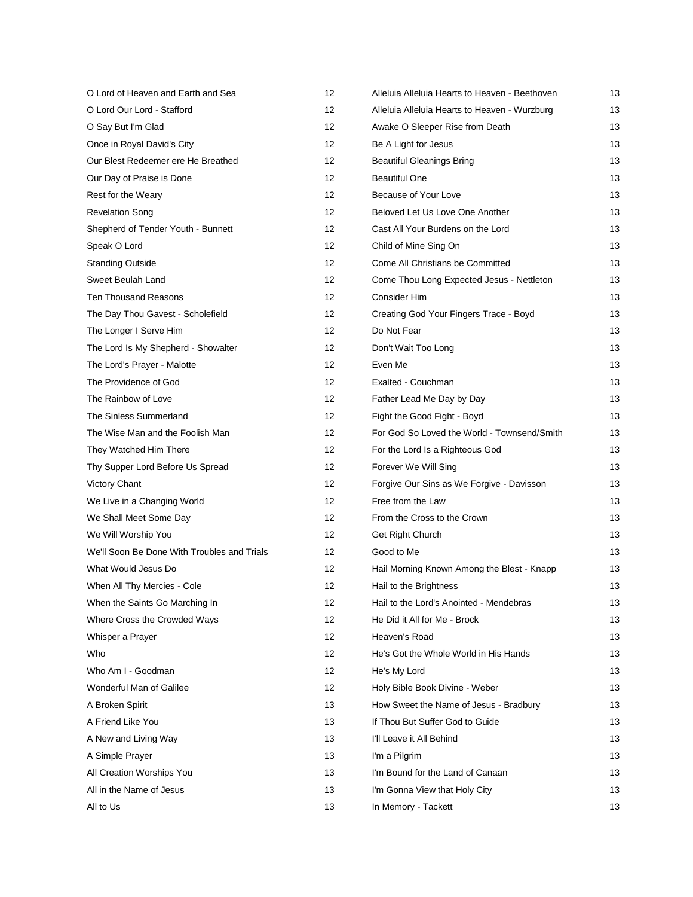| | |
|---|---|
| O Lord of Heaven and Earth and Sea | 12 |
| O Lord Our Lord - Stafford | 12 |
| O Say But I'm Glad | 12 |
| Once in Royal David's City | 12 |
| Our Blest Redeemer ere He Breathed | 12 |
| Our Day of Praise is Done | 12 |
| Rest for the Weary | 12 |
| Revelation Song | 12 |
| Shepherd of Tender Youth - Bunnett | 12 |
| Speak O Lord | 12 |
| Standing Outside | 12 |
| Sweet Beulah Land | 12 |
| Ten Thousand Reasons | 12 |
| The Day Thou Gavest - Scholefield | 12 |
| The Longer I Serve Him | 12 |
| The Lord Is My Shepherd - Showalter | 12 |
| The Lord's Prayer - Malotte | 12 |
| The Providence of God | 12 |
| The Rainbow of Love | 12 |
| The Sinless Summerland | 12 |
| The Wise Man and the Foolish Man | 12 |
| They Watched Him There | 12 |
| Thy Supper Lord Before Us Spread | 12 |
| Victory Chant | 12 |
| We Live in a Changing World | 12 |
| We Shall Meet Some Day | 12 |
| We Will Worship You | 12 |
| We'll Soon Be Done With Troubles and Trials | 12 |
| What Would Jesus Do | 12 |
| When All Thy Mercies - Cole | 12 |
| When the Saints Go Marching In | 12 |
| Where Cross the Crowded Ways | 12 |
| Whisper a Prayer | 12 |
| Who | 12 |
| Who Am I - Goodman | 12 |
| Wonderful Man of Galilee | 12 |
| A Broken Spirit | 13 |
| A Friend Like You | 13 |
| A New and Living Way | 13 |
| A Simple Prayer | 13 |
| All Creation Worships You | 13 |
| All in the Name of Jesus | 13 |
| All to Us | 13 |
| Alleluia Alleluia Hearts to Heaven - Beethoven | 13 |
| Alleluia Alleluia Hearts to Heaven - Wurzburg | 13 |
| Awake O Sleeper Rise from Death | 13 |
| Be A Light for Jesus | 13 |
| Beautiful Gleanings Bring | 13 |
| Beautiful One | 13 |
| Because of Your Love | 13 |
| Beloved Let Us Love One Another | 13 |
| Cast All Your Burdens on the Lord | 13 |
| Child of Mine Sing On | 13 |
| Come All Christians be Committed | 13 |
| Come Thou Long Expected Jesus - Nettleton | 13 |
| Consider Him | 13 |
| Creating God Your Fingers Trace - Boyd | 13 |
| Do Not Fear | 13 |
| Don't Wait Too Long | 13 |
| Even Me | 13 |
| Exalted - Couchman | 13 |
| Father Lead Me Day by Day | 13 |
| Fight the Good Fight - Boyd | 13 |
| For God So Loved the World - Townsend/Smith | 13 |
| For the Lord Is a Righteous God | 13 |
| Forever We Will Sing | 13 |
| Forgive Our Sins as We Forgive - Davisson | 13 |
| Free from the Law | 13 |
| From the Cross to the Crown | 13 |
| Get Right Church | 13 |
| Good to Me | 13 |
| Hail Morning Known Among the Blest - Knapp | 13 |
| Hail to the Brightness | 13 |
| Hail to the Lord's Anointed - Mendebras | 13 |
| He Did it All for Me - Brock | 13 |
| Heaven's Road | 13 |
| He's Got the Whole World in His Hands | 13 |
| He's My Lord | 13 |
| Holy Bible Book Divine - Weber | 13 |
| How Sweet the Name of Jesus - Bradbury | 13 |
| If Thou But Suffer God to Guide | 13 |
| I'll Leave it All Behind | 13 |
| I'm a Pilgrim | 13 |
| I'm Bound for the Land of Canaan | 13 |
| I'm Gonna View that Holy City | 13 |
| In Memory - Tackett | 13 |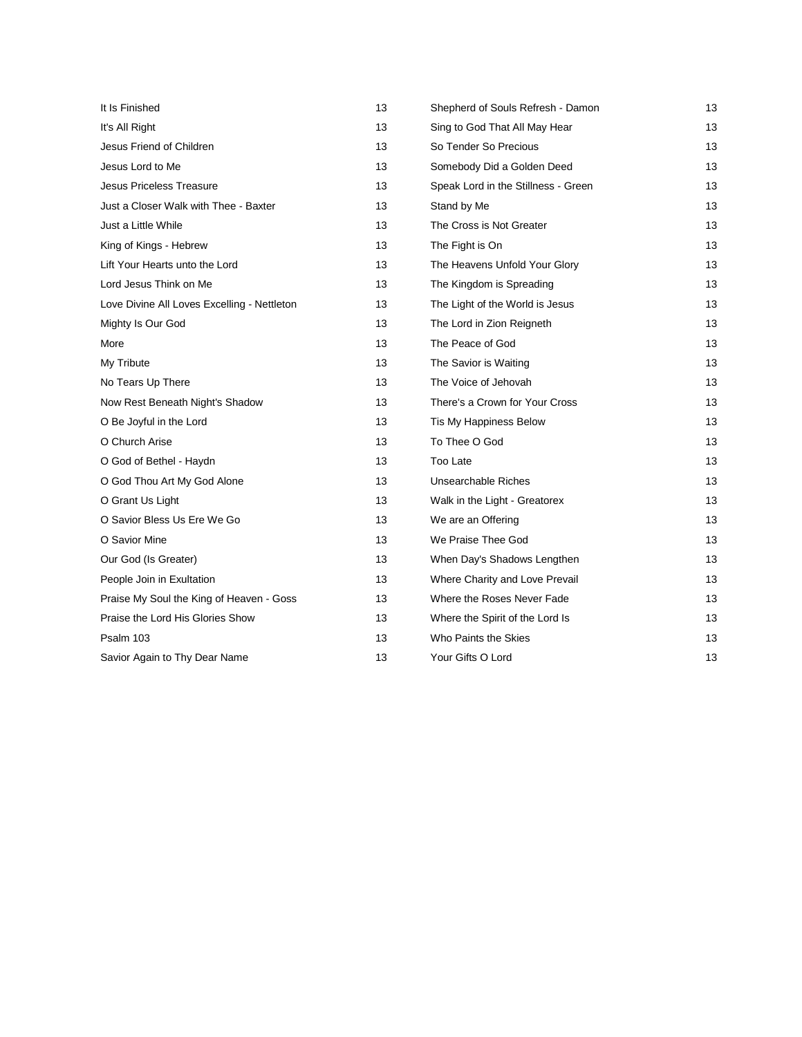| | |
|---|---|
| It Is Finished | 13 |
| It's All Right | 13 |
| Jesus Friend of Children | 13 |
| Jesus Lord to Me | 13 |
| Jesus Priceless Treasure | 13 |
| Just a Closer Walk with Thee - Baxter | 13 |
| Just a Little While | 13 |
| King of Kings - Hebrew | 13 |
| Lift Your Hearts unto the Lord | 13 |
| Lord Jesus Think on Me | 13 |
| Love Divine All Loves Excelling - Nettleton | 13 |
| Mighty Is Our God | 13 |
| More | 13 |
| My Tribute | 13 |
| No Tears Up There | 13 |
| Now Rest Beneath Night's Shadow | 13 |
| O Be Joyful in the Lord | 13 |
| O Church Arise | 13 |
| O God of Bethel - Haydn | 13 |
| O God Thou Art My God Alone | 13 |
| O Grant Us Light | 13 |
| O Savior Bless Us Ere We Go | 13 |
| O Savior Mine | 13 |
| Our God (Is Greater) | 13 |
| People Join in Exultation | 13 |
| Praise My Soul the King of Heaven - Goss | 13 |
| Praise the Lord His Glories Show | 13 |
| Psalm 103 | 13 |
| Savior Again to Thy Dear Name | 13 |
| Shepherd of Souls Refresh - Damon | 13 |
| Sing to God That All May Hear | 13 |
| So Tender So Precious | 13 |
| Somebody Did a Golden Deed | 13 |
| Speak Lord in the Stillness - Green | 13 |
| Stand by Me | 13 |
| The Cross is Not Greater | 13 |
| The Fight is On | 13 |
| The Heavens Unfold Your Glory | 13 |
| The Kingdom is Spreading | 13 |
| The Light of the World is Jesus | 13 |
| The Lord in Zion Reigneth | 13 |
| The Peace of God | 13 |
| The Savior is Waiting | 13 |
| The Voice of Jehovah | 13 |
| There's a Crown for Your Cross | 13 |
| Tis My Happiness Below | 13 |
| To Thee O God | 13 |
| Too Late | 13 |
| Unsearchable Riches | 13 |
| Walk in the Light - Greatorex | 13 |
| We are an Offering | 13 |
| We Praise Thee God | 13 |
| When Day's Shadows Lengthen | 13 |
| Where Charity and Love Prevail | 13 |
| Where the Roses Never Fade | 13 |
| Where the Spirit of the Lord Is | 13 |
| Who Paints the Skies | 13 |
| Your Gifts O Lord | 13 |